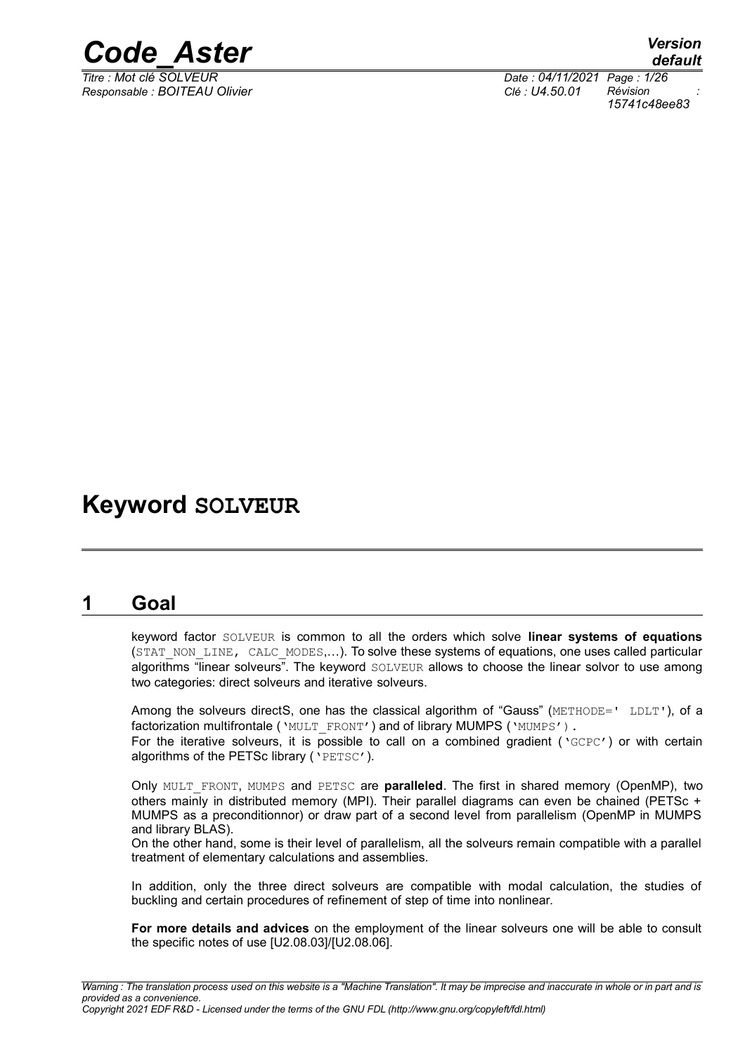# Keyword SOLVEUR

## 1 Goal

keyword factor SOLVEUR is common to all the orders which solve **linear systems of equations** (STAT_NON_LINE, CALC_MODES,…). To solve these systems of equations, one uses called particular algorithms "linear solveurs". The keyword SOLVEUR allows to choose the linear solvor to use among two categories: direct solveurs and iterative solveurs.

Among the solveurs directS, one has the classical algorithm of "Gauss" (METHODE=' LDLT'), of a factorization multifrontale ('MULT_FRONT') and of library MUMPS ('MUMPS').
For the iterative solveurs, it is possible to call on a combined gradient ('GCPC') or with certain algorithms of the PETSc library ('PETSC').

Only MULT_FRONT, MUMPS and PETSC are **paralleled**. The first in shared memory (OpenMP), two others mainly in distributed memory (MPI). Their parallel diagrams can even be chained (PETSc + MUMPS as a preconditionnor) or draw part of a second level from parallelism (OpenMP in MUMPS and library BLAS).
On the other hand, some is their level of parallelism, all the solveurs remain compatible with a parallel treatment of elementary calculations and assemblies.

In addition, only the three direct solveurs are compatible with modal calculation, the studies of buckling and certain procedures of refinement of step of time into nonlinear.

**For more details and advices** on the employment of the linear solveurs one will be able to consult the specific notes of use [U2.08.03]/[U2.08.06].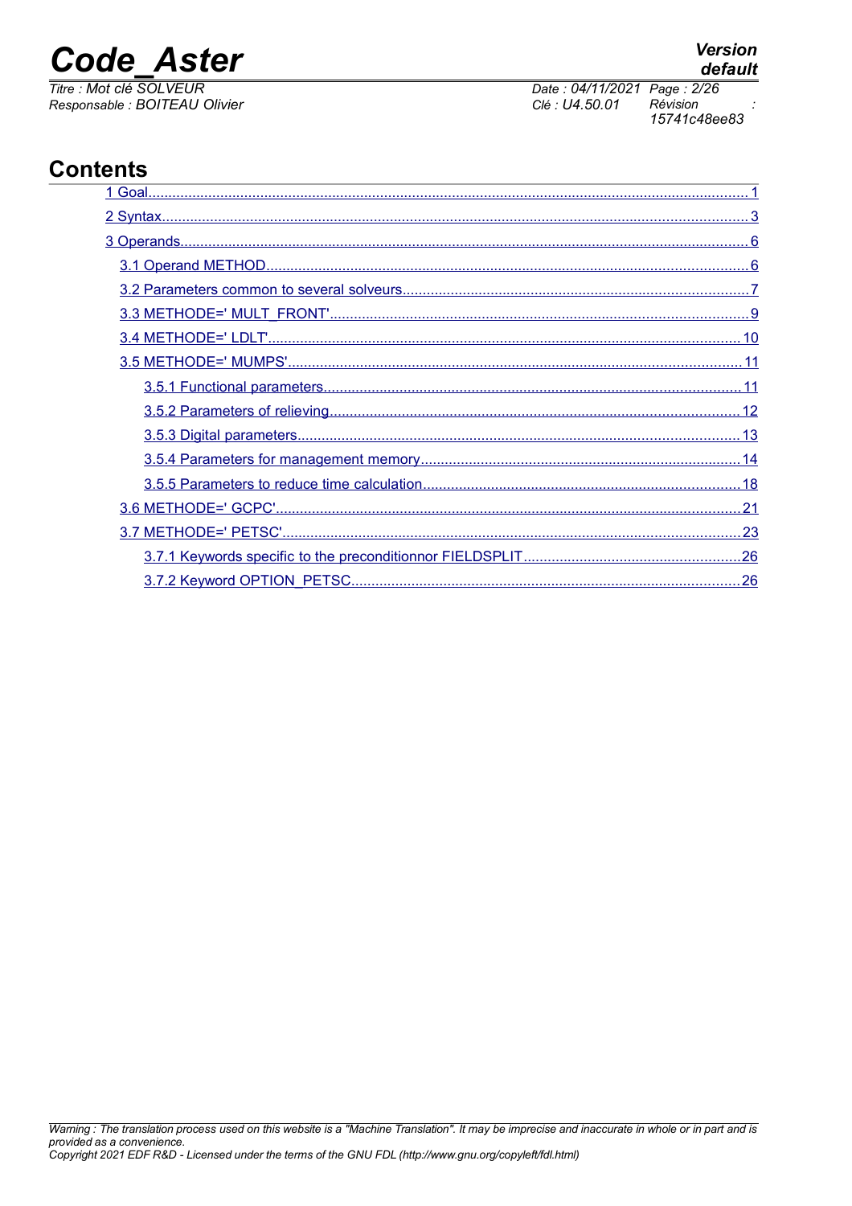# Contents

1 Goal........................................................................................................................................................1

2 Syntax.....................................................................................................................................................3

3 Operands................................................................................................................................................6

3.1 Operand METHOD..........................................................................................................................6

3.2 Parameters common to several solveurs.........................................................................................7

3.3 METHODE=' MULT_FRONT'...........................................................................................................9

3.4 METHODE=' LDLT'........................................................................................................................10

3.5 METHODE=' MUMPS'....................................................................................................................11

3.5.1 Functional parameters............................................................................................................11

3.5.2 Parameters of relieving...........................................................................................................12

3.5.3 Digital parameters...................................................................................................................13

3.5.4 Parameters for management memory....................................................................................14

3.5.5 Parameters to reduce time calculation....................................................................................18

3.6 METHODE=' GCPC'......................................................................................................................21

3.7 METHODE=' PETSC'.....................................................................................................................23

3.7.1 Keywords specific to the preconditionnor FIELDSPLIT...........................................................26

3.7.2 Keyword OPTION_PETSC......................................................................................................26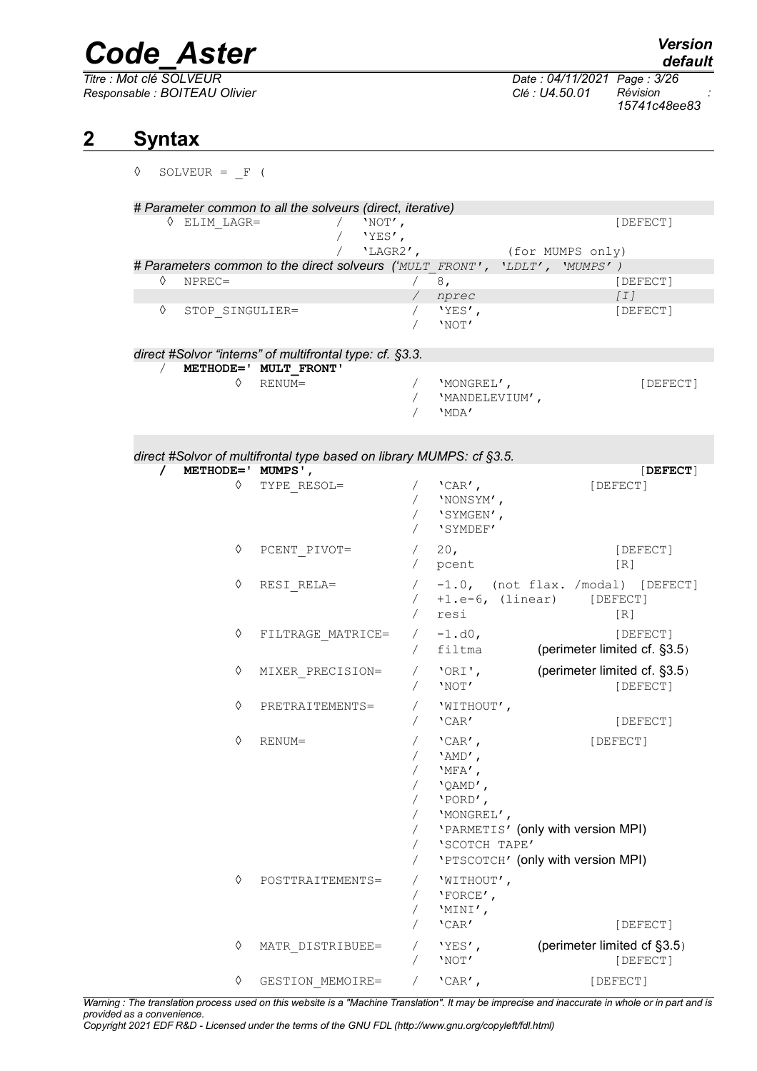## 2 Syntax

```
◊ SOLVEUR = _F (
```

*# Parameter common to all the solveurs (direct, iterative)*

```
    ◊ ELIM_LAGR=          /  'NOT',                              [DEFECT]
                          /  'YES',
                          /  'LAGR2',           (for MUMPS only)
```

*# Parameters common to the direct solveurs ('MULT_FRONT', 'LDLT', 'MUMPS' )*

```
    ◊ NPREC=                          /  8,                      [DEFECT]
                                      /  nprec                   [I]
    ◊ STOP_SINGULIER=                 /  'YES',                  [DEFECT]
                                      /  'NOT'
```

*direct #Solvor "interns" of multifrontal type: cf. §3.3.*

```
  /  METHODE=' MULT_FRONT'
          ◊  RENUM=                   /  'MONGREL',                   [DEFECT]
                                      /  'MANDELEVIUM',
                                      /  'MDA'
```

*direct #Solvor of multifrontal type based on library MUMPS: cf §3.5.*

```
  /  METHODE=' MUMPS',                                                [DEFECT]
          ◊  TYPE_RESOL=              /  'CAR',                  [DEFECT]
                                      /  'NONSYM',
                                      /  'SYMGEN',
                                      /  'SYMDEF'
          ◊  PCENT_PIVOT=             /  20,                          [DEFECT]
                                      /  pcent                        [R]
          ◊  RESI_RELA=               /  -1.0,  (not flax. /modal)   [DEFECT]
                                      /  +1.e-6, (linear)      [DEFECT]
                                      /  resi                         [R]
          ◊  FILTRAGE_MATRICE=        /  -1.d0,                       [DEFECT]
                                      /  filtma         (perimeter limited cf. §3.5)
          ◊  MIXER_PRECISION=         /  'ORI',         (perimeter limited cf. §3.5)
                                      /  'NOT'                        [DEFECT]
          ◊  PRETRAITEMENTS=          /  'WITHOUT',
                                      /  'CAR'                        [DEFECT]
          ◊  RENUM=                   /  'CAR',                  [DEFECT]
                                      /  'AMD',
                                      /  'MFA',
                                      /  'QAMD',
                                      /  'PORD',
                                      /  'MONGREL',
                                      /  'PARMETIS' (only with version MPI)
                                      /  'SCOTCH TAPE'
                                      /  'PTSCOTCH' (only with version MPI)
          ◊  POSTTRAITEMENTS=         /  'WITHOUT',
                                      /  'FORCE',
                                      /  'MINI',
                                      /  'CAR'                        [DEFECT]
          ◊  MATR_DISTRIBUEE=         /  'YES',         (perimeter limited cf §3.5)
                                      /  'NOT'                        [DEFECT]
          ◊  GESTION_MEMOIRE=         /  'CAR',                  [DEFECT]
```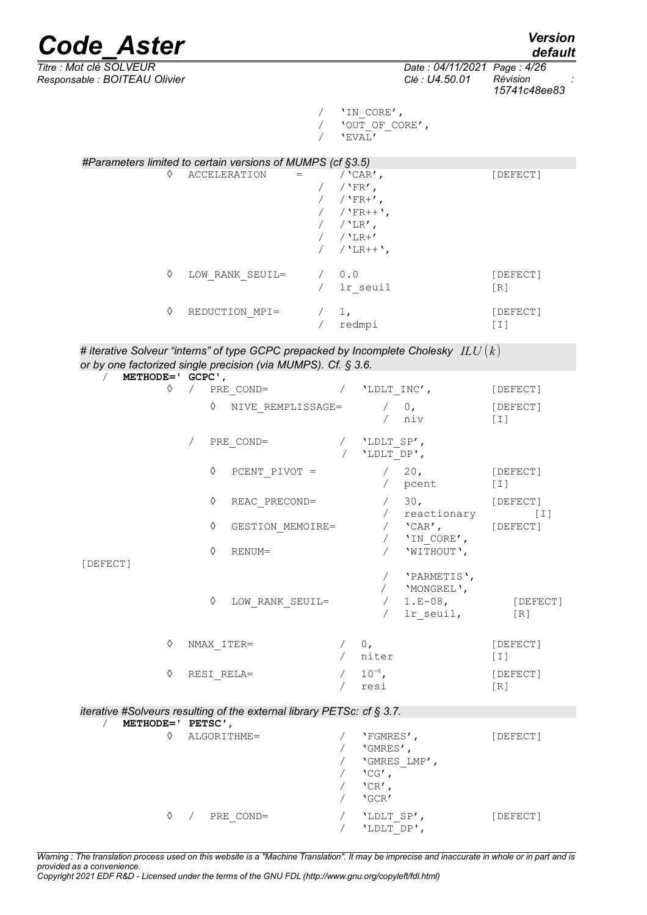```
                                 /   'IN_CORE',
                                 /   'OUT_OF_CORE',
                                 /   'EVAL'
```

*#Parameters limited to certain versions of MUMPS (cf §3.5)*

```
         ◊   ACCELERATION    =      /'CAR',                    [DEFECT]
                                 /  /'FR',
                                 /  /'FR+',
                                 /  /'FR++',
                                 /  /'LR',
                                 /  /'LR+'
                                 /  /'LR++',

         ◊   LOW_RANK_SEUIL=     /  0.0                        [DEFECT]
                                 /  lr_seuil                   [R]

         ◊   REDUCTION_MPI=      /  1,                         [DEFECT]
                                 /  redmpi                     [I]
```

*# iterative Solveur "interns" of type GCPC prepacked by Incomplete Cholesky $ILU(k)$ or by one factorized single precision (via MUMPS). Cf. § 3.6.*

```
   /  METHODE=' GCPC',
         ◊   /   PRE_COND=          /   'LDLT_INC',            [DEFECT]
                 ◊   NIVE_REMPLISSAGE=      /   0,             [DEFECT]
                                            /   niv            [I]

             /   PRE_COND=          /   'LDLT_SP',
                                    /   'LDLT_DP',

                 ◊   PCENT_PIVOT =          /   20,            [DEFECT]
                                            /   pcent          [I]

                 ◊   REAC_PRECOND=          /   30,            [DEFECT]
                                            /   reactionary        [I]
                 ◊   GESTION_MEMOIRE=       /   'CAR',         [DEFECT]
                                            /   'IN_CORE',
                 ◊   RENUM=                 /   'WITHOUT',
[DEFECT]
                                            /   'PARMETIS',
                                            /   'MONGREL',
                 ◊   LOW_RANK_SEUIL=        /   1.E-08,           [DEFECT]
                                            /   lr_seuil,         [R]

         ◊   NMAX_ITER=             /   0,                     [DEFECT]
                                    /   niter                  [I]

         ◊   RESI_RELA=             /   10-6,                  [DEFECT]
                                    /   resi                   [R]
```

*iterative #Solveurs resulting of the external library PETSc: cf § 3.7.*

```
   /  METHODE=' PETSC',
         ◊   ALGORITHME=            /   'FGMRES',              [DEFECT]
                                    /   'GMRES',
                                    /   'GMRES_LMP',
                                    /   'CG',
                                    /   'CR',
                                    /   'GCR'

         ◊   /   PRE_COND=          /   'LDLT_SP',             [DEFECT]
                                    /   'LDLT_DP',
```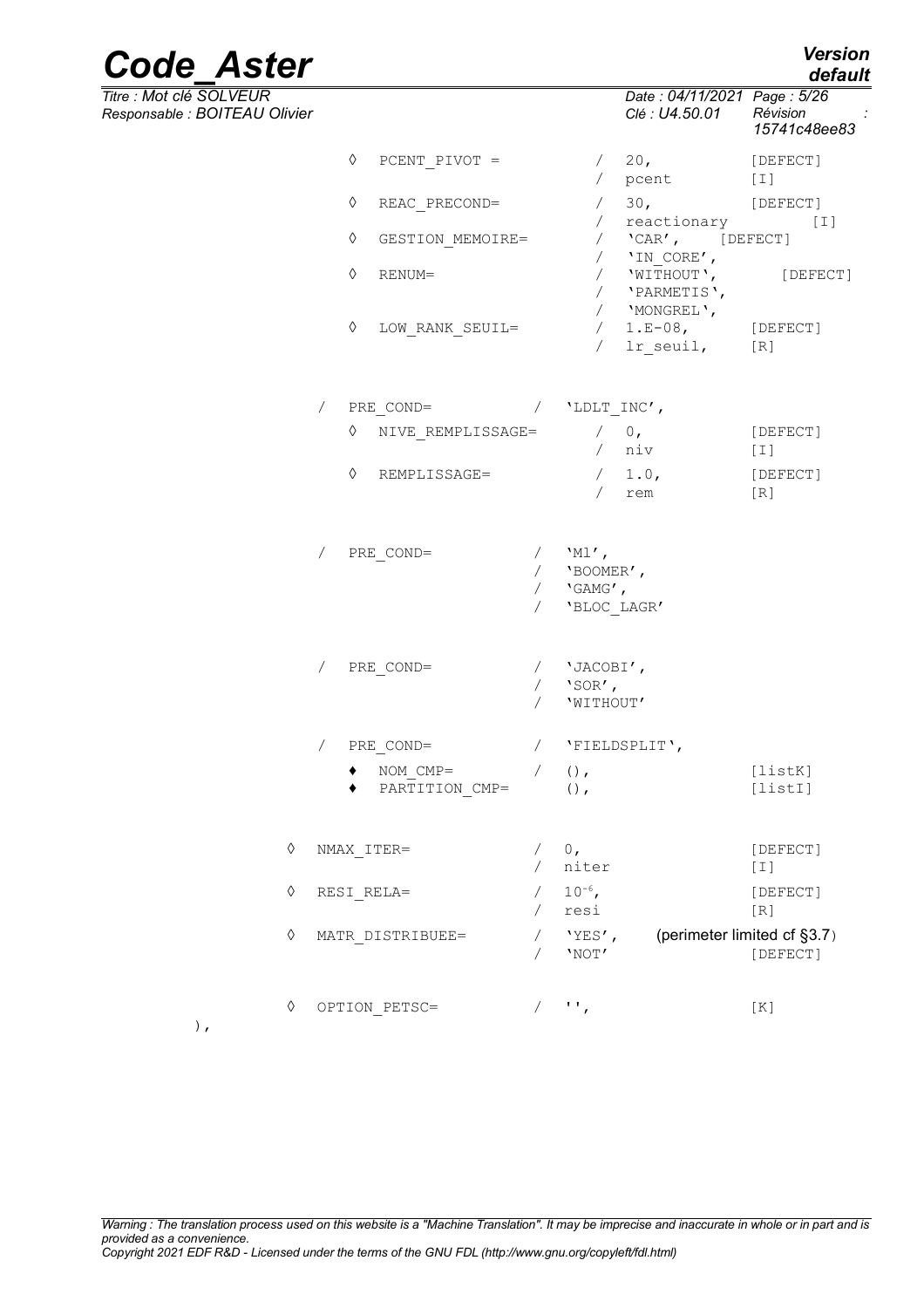```
                ◊  PCENT_PIVOT =           /  20,            [DEFECT]
                                           /  pcent          [I]
                ◊  REAC_PRECOND=           /  30,            [DEFECT]
                                           /  reactionary          [I]
                ◊  GESTION_MEMOIRE=        /  'CAR',    [DEFECT]
                                           /  'IN_CORE',
                ◊  RENUM=                  /  'WITHOUT',       [DEFECT]
                                           /  'PARMETIS',
                                           /  'MONGREL',
                ◊  LOW_RANK_SEUIL=         /  1.E-08,        [DEFECT]
                                           /  lr_seuil,      [R]


            /  PRE_COND=           /  'LDLT_INC',
                ◊  NIVE_REMPLISSAGE=       /  0,             [DEFECT]
                                           /  niv            [I]
                ◊  REMPLISSAGE=            /  1.0,           [DEFECT]
                                           /  rem            [R]


            /  PRE_COND=           /  'Ml',
                                   /  'BOOMER',
                                   /  'GAMG',
                                   /  'BLOC_LAGR'


            /  PRE_COND=           /  'JACOBI',
                                   /  'SOR',
                                   /  'WITHOUT'

            /  PRE_COND=           /  'FIELDSPLIT',
                ♦  NOM_CMP=        /  (),                    [listK]
                ♦  PARTITION_CMP=     (),                    [listI]


        ◊  NMAX_ITER=              /  0,                     [DEFECT]
                                   /  niter                  [I]
        ◊  RESI_RELA=              /  10-6,                  [DEFECT]
                                   /  resi                   [R]
        ◊  MATR_DISTRIBUEE=        /  'YES',      (perimeter limited cf §3.7)
                                   /  'NOT'                  [DEFECT]


        ◊  OPTION_PETSC=           /  '',                    [K]
    ),
```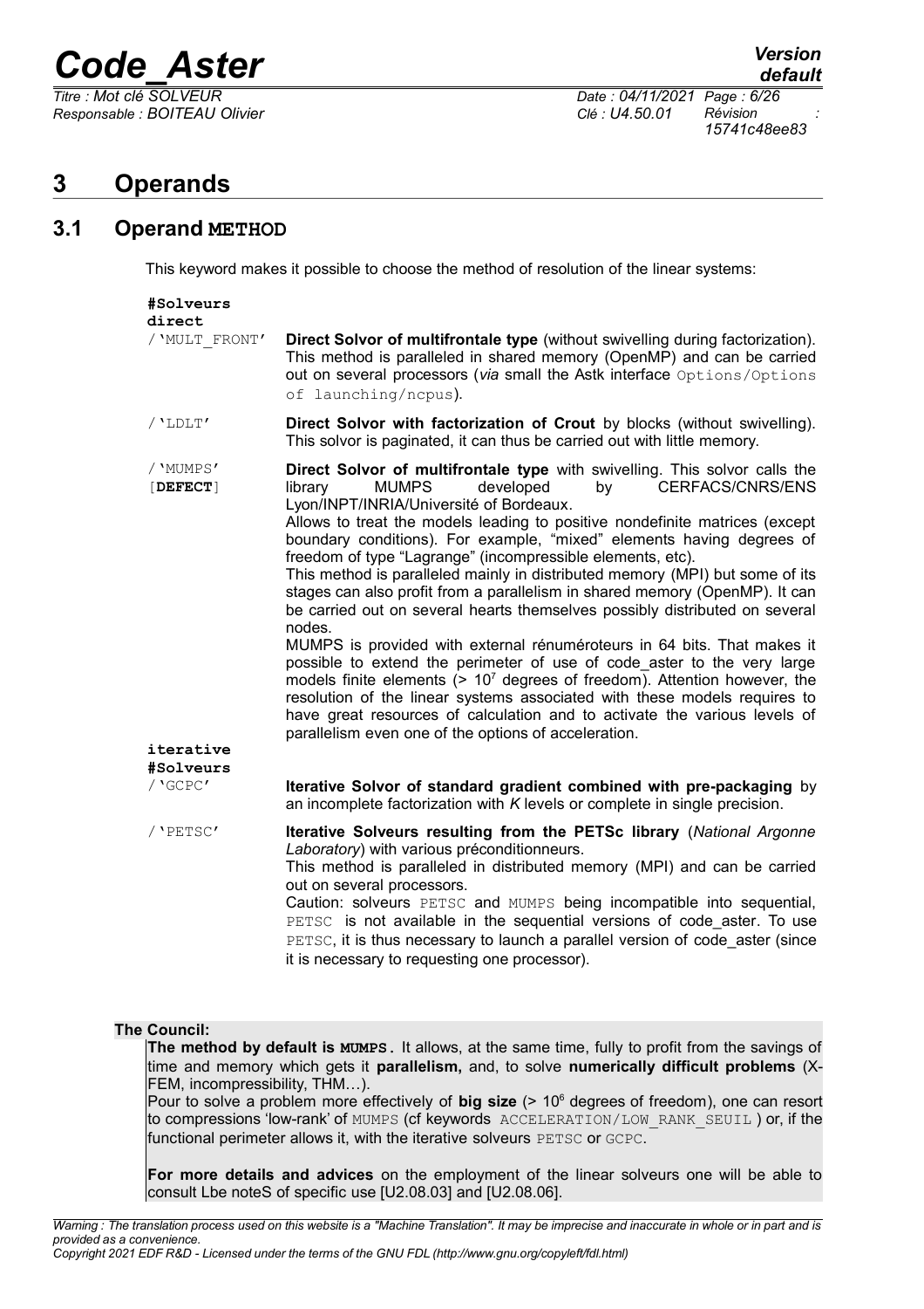# 3 Operands

## 3.1 Operand METHOD

This keyword makes it possible to choose the method of resolution of the linear systems:

**#Solveurs direct**

/'MULT_FRONT' — **Direct Solvor of multifrontale type** (without swivelling during factorization). This method is paralleled in shared memory (OpenMP) and can be carried out on several processors (*via* small the Astk interface `Options/Options of launching/ncpus`).

/'LDLT' — **Direct Solvor with factorization of Crout** by blocks (without swivelling). This solvor is paginated, it can thus be carried out with little memory.

/'MUMPS' [**DEFECT**] — **Direct Solvor of multifrontale type** with swivelling. This solvor calls the library MUMPS developed by CERFACS/CNRS/ENS Lyon/INPT/INRIA/Université of Bordeaux.
Allows to treat the models leading to positive nondefinite matrices (except boundary conditions). For example, "mixed" elements having degrees of freedom of type "Lagrange" (incompressible elements, etc).
This method is paralleled mainly in distributed memory (MPI) but some of its stages can also profit from a parallelism in shared memory (OpenMP). It can be carried out on several hearts themselves possibly distributed on several nodes.
MUMPS is provided with external rénuméroteurs in 64 bits. That makes it possible to extend the perimeter of use of code_aster to the very large models finite elements (> $10^7$ degrees of freedom). Attention however, the resolution of the linear systems associated with these models requires to have great resources of calculation and to activate the various levels of parallelism even one of the options of acceleration.

**iterative #Solveurs**

/'GCPC' — **Iterative Solvor of standard gradient combined with pre-packaging** by an incomplete factorization with *K* levels or complete in single precision.

/'PETSC' — **Iterative Solveurs resulting from the PETSc library** (*National Argonne Laboratory*) with various préconditionneurs.
This method is paralleled in distributed memory (MPI) and can be carried out on several processors.
Caution: solveurs `PETSC` and `MUMPS` being incompatible into sequential, `PETSC` is not available in the sequential versions of code_aster. To use `PETSC`, it is thus necessary to launch a parallel version of code_aster (since it is necessary to requesting one processor).

**The Council:**
**The method by default is MUMPS.** It allows, at the same time, fully to profit from the savings of time and memory which gets it **parallelism,** and, to solve **numerically difficult problems** (X-FEM, incompressibility, THM…).
Pour to solve a problem more effectively of **big size** (> $10^6$ degrees of freedom), one can resort to compressions 'low-rank' of `MUMPS` (cf keywords `ACCELERATION/LOW_RANK_SEUIL` ) or, if the functional perimeter allows it, with the iterative solveurs `PETSC` or `GCPC`.

**For more details and advices** on the employment of the linear solveurs one will be able to consult Lbe noteS of specific use [U2.08.03] and [U2.08.06].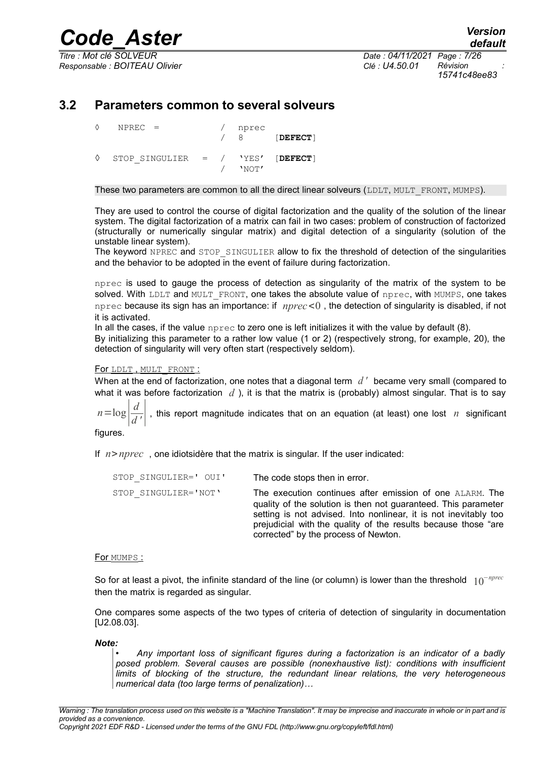## 3.2 Parameters common to several solveurs

```
◊   NPREC =              /  nprec
                         /  8       [DEFECT]

◊   STOP_SINGULIER  =  /  'YES'   [DEFECT]
                         /  'NOT'
```

These two parameters are common to all the direct linear solveurs (LDLT, MULT_FRONT, MUMPS).

They are used to control the course of digital factorization and the quality of the solution of the linear system. The digital factorization of a matrix can fail in two cases: problem of construction of factorized (structurally or numerically singular matrix) and digital detection of a singularity (solution of the unstable linear system).
The keyword NPREC and STOP_SINGULIER allow to fix the threshold of detection of the singularities and the behavior to be adopted in the event of failure during factorization.

nprec is used to gauge the process of detection as singularity of the matrix of the system to be solved. With LDLT and MULT_FRONT, one takes the absolute value of nprec, with MUMPS, one takes nprec because its sign has an importance: if $nprec<0$, the detection of singularity is disabled, if not it is activated.
In all the cases, if the value nprec to zero one is left initializes it with the value by default (8).
By initializing this parameter to a rather low value (1 or 2) (respectively strong, for example, 20), the detection of singularity will very often start (respectively seldom).

For LDLT, MULT_FRONT:
When at the end of factorization, one notes that a diagonal term $d'$ became very small (compared to what it was before factorization $d$), it is that the matrix is (probably) almost singular. That is to say $n=\log\left|\frac{d}{d'}\right|$, this report magnitude indicates that on an equation (at least) one lost $n$ significant figures.

If $n>nprec$, one idiotsidère that the matrix is singular. If the user indicated:

| | |
|---|---|
| STOP_SINGULIER=' OUI' | The code stops then in error. |
| STOP_SINGULIER='NOT' | The execution continues after emission of one ALARM. The quality of the solution is then not guaranteed. This parameter setting is not advised. Into nonlinear, it is not inevitably too prejudicial with the quality of the results because those "are corrected" by the process of Newton. |

For MUMPS:

So for at least a pivot, the infinite standard of the line (or column) is lower than the threshold $10^{-nprec}$ then the matrix is regarded as singular.

One compares some aspects of the two types of criteria of detection of singularity in documentation [U2.08.03].

***Note:***

- *Any important loss of significant figures during a factorization is an indicator of a badly posed problem. Several causes are possible (nonexhaustive list): conditions with insufficient limits of blocking of the structure, the redundant linear relations, the very heterogeneous numerical data (too large terms of penalization)…*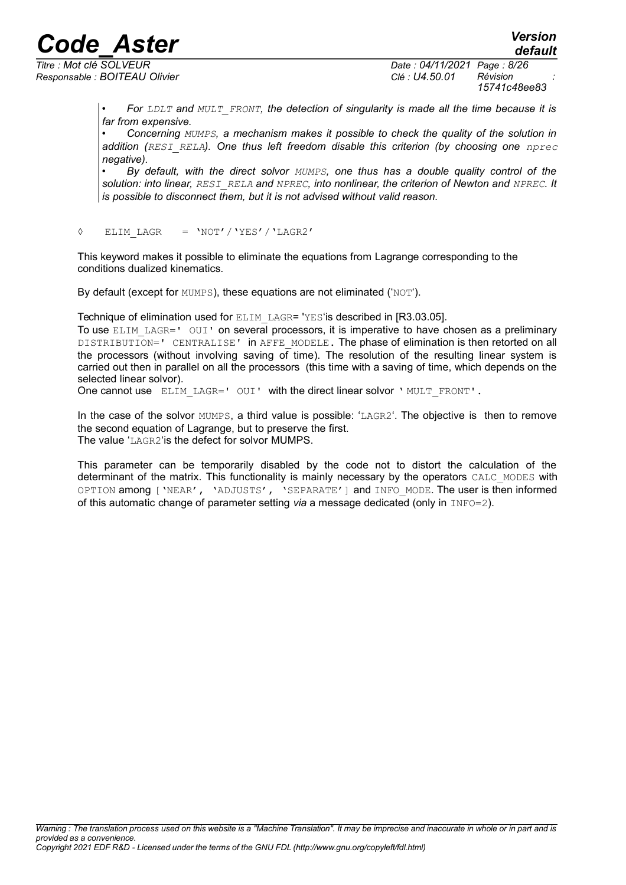- *For `LDLT` and `MULT_FRONT`, the detection of singularity is made all the time because it is far from expensive.*
- *Concerning `MUMPS`, a mechanism makes it possible to check the quality of the solution in addition (`RESI_RELA`). One thus left freedom disable this criterion (by choosing one `nprec` negative).*
- *By default, with the direct solvor `MUMPS`, one thus has a double quality control of the solution: into linear, `RESI_RELA` and `NPREC`, into nonlinear, the criterion of Newton and `NPREC`. It is possible to disconnect them, but it is not advised without valid reason.*

◊ ELIM_LAGR = 'NOT'/'YES'/'LAGR2'

This keyword makes it possible to eliminate the equations from Lagrange corresponding to the conditions dualized kinematics.

By default (except for MUMPS), these equations are not eliminated ('NOT').

Technique of elimination used for ELIM_LAGR= 'YES'is described in [R3.03.05].
To use ELIM_LAGR=' OUI' on several processors, it is imperative to have chosen as a preliminary DISTRIBUTION=' CENTRALISE' in AFFE_MODELE. The phase of elimination is then retorted on all the processors (without involving saving of time). The resolution of the resulting linear system is carried out then in parallel on all the processors (this time with a saving of time, which depends on the selected linear solvor).
One cannot use ELIM_LAGR=' OUI' with the direct linear solvor ' MULT_FRONT'.

In the case of the solvor MUMPS, a third value is possible: 'LAGR2'. The objective is then to remove the second equation of Lagrange, but to preserve the first.
The value 'LAGR2'is the defect for solvor MUMPS.

This parameter can be temporarily disabled by the code not to distort the calculation of the determinant of the matrix. This functionality is mainly necessary by the operators CALC_MODES with OPTION among ['NEAR', 'ADJUSTS', 'SEPARATE'] and INFO_MODE. The user is then informed of this automatic change of parameter setting *via* a message dedicated (only in INFO=2).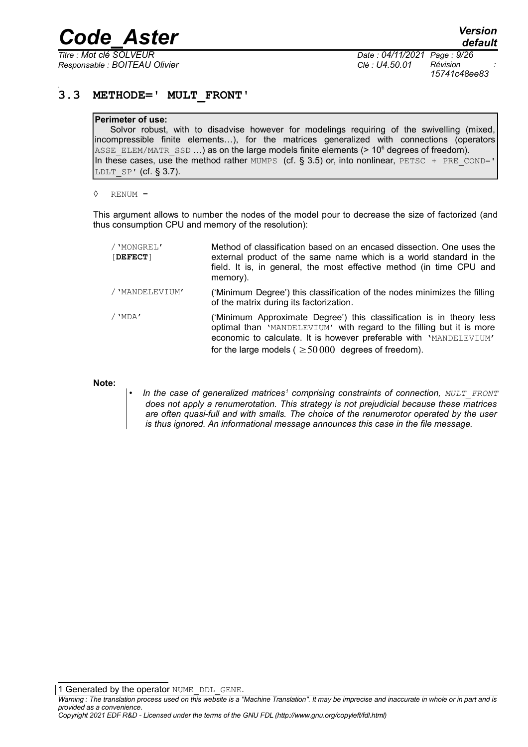## 3.3 METHODE=' MULT_FRONT'

**Perimeter of use:**
Solvor robust, with to disadvise however for modelings requiring of the swivelling (mixed, incompressible finite elements…), for the matrices generalized with connections (operators ASSE_ELEM/MATR_SSD …) as on the large models finite elements (> $10^6$ degrees of freedom).
In these cases, use the method rather MUMPS (cf. § 3.5) or, into nonlinear, PETSC + PRE_COND=' LDLT_SP' (cf. § 3.7).

◊ RENUM =

This argument allows to number the nodes of the model pour to decrease the size of factorized (and thus consumption CPU and memory of the resolution):

| | |
|---|---|
| /'MONGREL' [**DEFECT**] | Method of classification based on an encased dissection. One uses the external product of the same name which is a world standard in the field. It is, in general, the most effective method (in time CPU and memory). |
| /'MANDELEVIUM' | ('Minimum Degree') this classification of the nodes minimizes the filling of the matrix during its factorization. |
| /'MDA' | ('Minimum Approximate Degree') this classification is in theory less optimal than 'MANDELEVIUM' with regard to the filling but it is more economic to calculate. It is however preferable with 'MANDELEVIUM' for the large models ( $\geq 50\,000$ degrees of freedom). |

**Note:**

- *In the case of generalized matrices[1] comprising constraints of connection, MULT_FRONT does not apply a renumerotation. This strategy is not prejudicial because these matrices are often quasi-full and with smalls. The choice of the renumerotor operated by the user is thus ignored. An informational message announces this case in the file message.*

1 Generated by the operator NUME_DDL_GENE.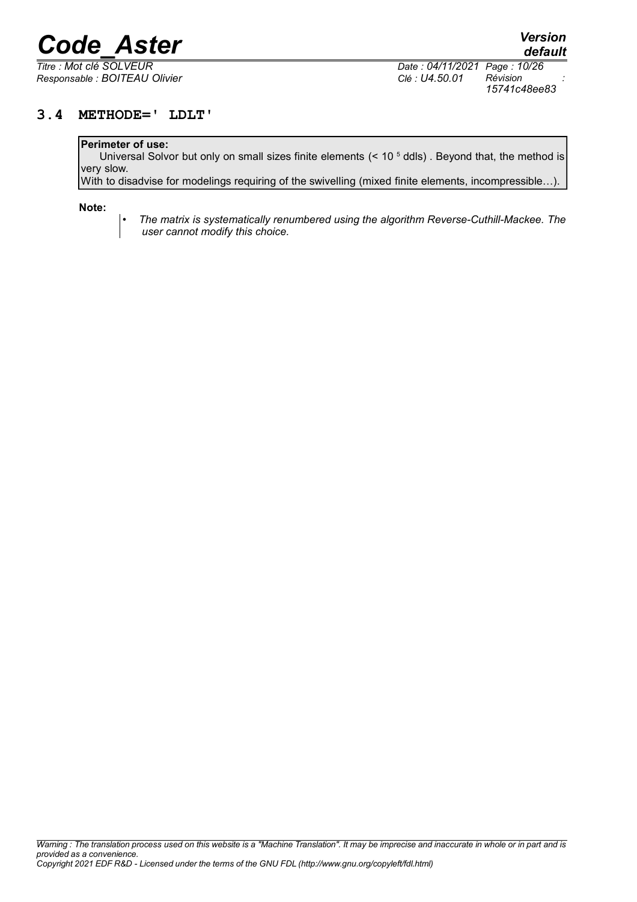## 3.4 METHODE=' LDLT'

**Perimeter of use:**
Universal Solvor but only on small sizes finite elements (< $10^5$ ddls) . Beyond that, the method is very slow.
With to disadvise for modelings requiring of the swivelling (mixed finite elements, incompressible…).

**Note:**

- *The matrix is systematically renumbered using the algorithm Reverse-Cuthill-Mackee. The user cannot modify this choice.*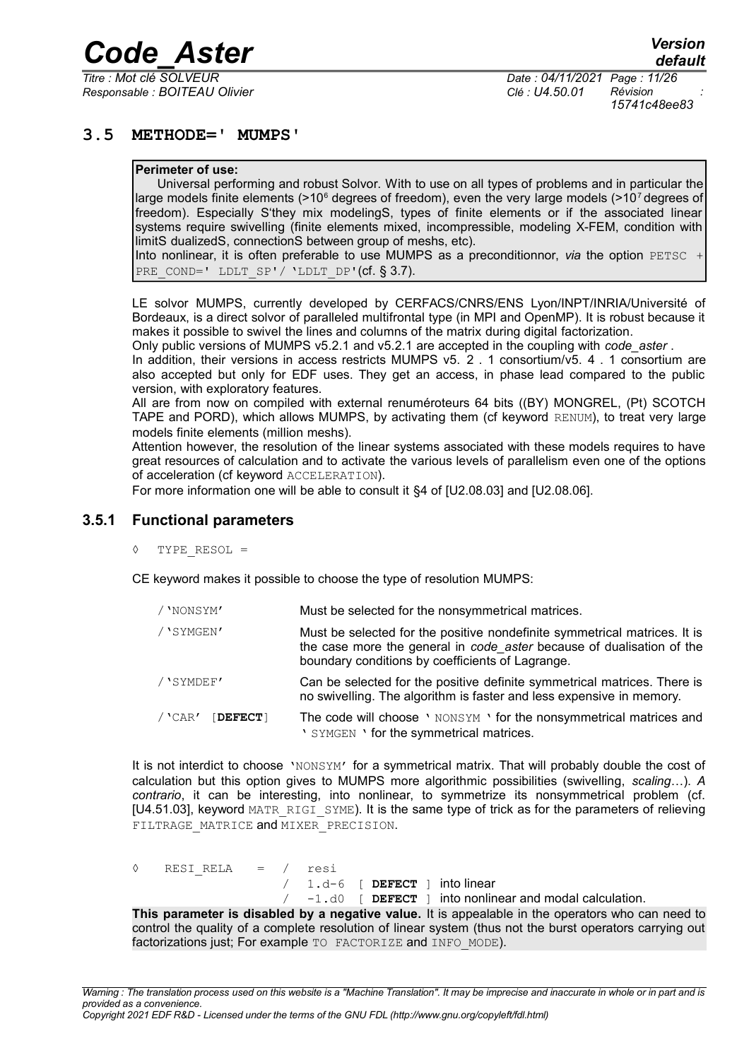## 3.5 METHODE=' MUMPS'

**Perimeter of use:**
Universal performing and robust Solvor. With to use on all types of problems and in particular the large models finite elements (>$10^6$ degrees of freedom), even the very large models (>$10^7$ degrees of freedom). Especially S'they mix modelingS, types of finite elements or if the associated linear systems require swivelling (finite elements mixed, incompressible, modeling X-FEM, condition with limitS dualizedS, connectionS between group of meshs, etc).
Into nonlinear, it is often preferable to use MUMPS as a preconditionnor, *via* the option `PETSC + PRE_COND=' LDLT_SP'/ 'LDLT_DP'`(cf. § 3.7).

LE solvor MUMPS, currently developed by CERFACS/CNRS/ENS Lyon/INPT/INRIA/Université of Bordeaux, is a direct solvor of paralleled multifrontal type (in MPI and OpenMP). It is robust because it makes it possible to swivel the lines and columns of the matrix during digital factorization.
Only public versions of MUMPS v5.2.1 and v5.2.1 are accepted in the coupling with *code_aster* .
In addition, their versions in access restricts MUMPS v5. 2 . 1 consortium/v5. 4 . 1 consortium are also accepted but only for EDF uses. They get an access, in phase lead compared to the public version, with exploratory features.
All are from now on compiled with external renuméroteurs 64 bits ((BY) MONGREL, (Pt) SCOTCH TAPE and PORD), which allows MUMPS, by activating them (cf keyword `RENUM`), to treat very large models finite elements (million meshs).
Attention however, the resolution of the linear systems associated with these models requires to have great resources of calculation and to activate the various levels of parallelism even one of the options of acceleration (cf keyword `ACCELERATION`).
For more information one will be able to consult it §4 of [U2.08.03] and [U2.08.06].

### 3.5.1 Functional parameters

◊ `TYPE_RESOL =`

CE keyword makes it possible to choose the type of resolution MUMPS:

| | |
|---|---|
| /'NONSYM' | Must be selected for the nonsymmetrical matrices. |
| /'SYMGEN' | Must be selected for the positive nondefinite symmetrical matrices. It is the case more the general in *code_aster* because of dualisation of the boundary conditions by coefficients of Lagrange. |
| /'SYMDEF' | Can be selected for the positive definite symmetrical matrices. There is no swivelling. The algorithm is faster and less expensive in memory. |
| /'CAR' [**DEFECT**] | The code will choose ' NONSYM ' for the nonsymmetrical matrices and ' SYMGEN ' for the symmetrical matrices. |

It is not interdict to choose 'NONSYM' for a symmetrical matrix. That will probably double the cost of calculation but this option gives to MUMPS more algorithmic possibilities (swivelling, *scaling*…). *A contrario*, it can be interesting, into nonlinear, to symmetrize its nonsymmetrical problem (cf. [U4.51.03], keyword `MATR_RIGI_SYME`). It is the same type of trick as for the parameters of relieving `FILTRAGE_MATRICE` and `MIXER_PRECISION`.

```
◊   RESI_RELA   =  /  resi
                   /  1.d-6  [ DEFECT ] into linear
                   /  -1.d0  [ DEFECT ] into nonlinear and modal calculation.
```

**This parameter is disabled by a negative value.** It is appealable in the operators who can need to control the quality of a complete resolution of linear system (thus not the burst operators carrying out factorizations just; For example `TO FACTORIZE` and `INFO_MODE`).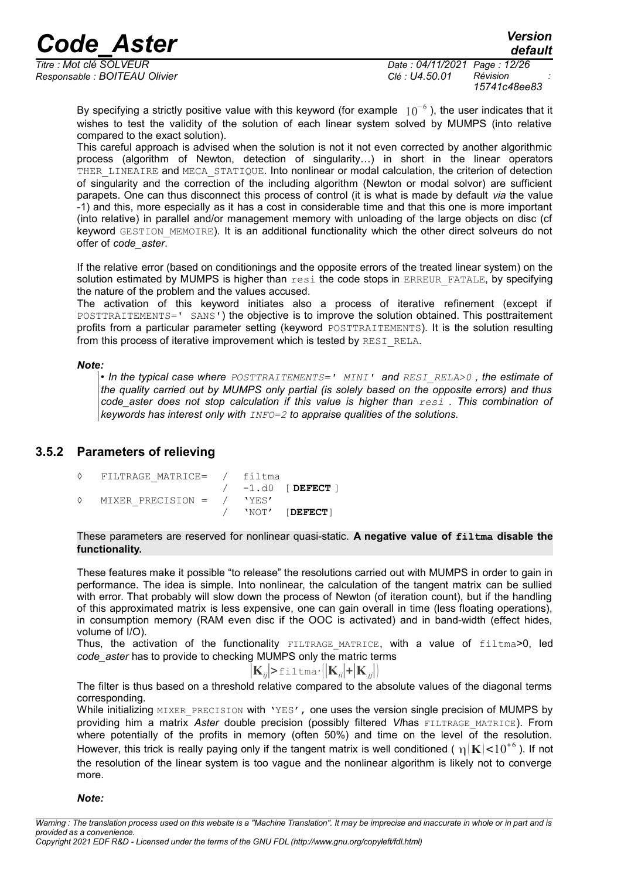By specifying a strictly positive value with this keyword (for example $10^{-6}$), the user indicates that it wishes to test the validity of the solution of each linear system solved by MUMPS (into relative compared to the exact solution).

This careful approach is advised when the solution is not it not even corrected by another algorithmic process (algorithm of Newton, detection of singularity…) in short in the linear operators THER_LINEAIRE and MECA_STATIQUE. Into nonlinear or modal calculation, the criterion of detection of singularity and the correction of the including algorithm (Newton or modal solvor) are sufficient parapets. One can thus disconnect this process of control (it is what is made by default *via* the value -1) and this, more especially as it has a cost in considerable time and that this one is more important (into relative) in parallel and/or management memory with unloading of the large objects on disc (cf keyword GESTION_MEMOIRE). It is an additional functionality which the other direct solveurs do not offer of *code_aster*.

If the relative error (based on conditionings and the opposite errors of the treated linear system) on the solution estimated by MUMPS is higher than resi the code stops in ERREUR_FATALE, by specifying the nature of the problem and the values accused.

The activation of this keyword initiates also a process of iterative refinement (except if POSTTRAITEMENTS=' SANS') the objective is to improve the solution obtained. This posttraitement profits from a particular parameter setting (keyword POSTTRAITEMENTS). It is the solution resulting from this process of iterative improvement which is tested by RESI_RELA.

***Note:***

- *In the typical case where POSTTRAITEMENTS=' MINI' and RESI_RELA>0 , the estimate of the quality carried out by MUMPS only partial (is solely based on the opposite errors) and thus code_aster does not stop calculation if this value is higher than resi . This combination of keywords has interest only with INFO=2 to appraise qualities of the solutions.*

### 3.5.2 Parameters of relieving

```
◊   FILTRAGE_MATRICE=  /  filtma
                       /  -1.d0  [ DEFECT ]
◊   MIXER_PRECISION =  /  'YES'
                       /  'NOT'  [DEFECT]
```

These parameters are reserved for nonlinear quasi-static. **A negative value of filtma disable the functionality.**

These features make it possible "to release" the resolutions carried out with MUMPS in order to gain in performance. The idea is simple. Into nonlinear, the calculation of the tangent matrix can be sullied with error. That probably will slow down the process of Newton (of iteration count), but if the handling of this approximated matrix is less expensive, one can gain overall in time (less floating operations), in consumption memory (RAM even disc if the OOC is activated) and in band-width (effect hides, volume of I/O).

Thus, the activation of the functionality FILTRAGE_MATRICE, with a value of filtma>0, led *code_aster* has to provide to checking MUMPS only the matric terms

$$|\mathbf{K}_{ij}| > \text{filtma} \cdot (|\mathbf{K}_{ii}| + |\mathbf{K}_{jj}|)$$

The filter is thus based on a threshold relative compared to the absolute values of the diagonal terms corresponding.

While initializing MIXER_PRECISION with 'YES', one uses the version single precision of MUMPS by providing him a matrix *Aster* double precision (possibly filtered *VI*has FILTRAGE_MATRICE). From where potentially of the profits in memory (often 50%) and time on the level of the resolution. However, this trick is really paying only if the tangent matrix is well conditioned ( $\eta(\mathbf{K}) < 10^{+6}$ ). If not the resolution of the linear system is too vague and the nonlinear algorithm is likely not to converge more.

***Note:***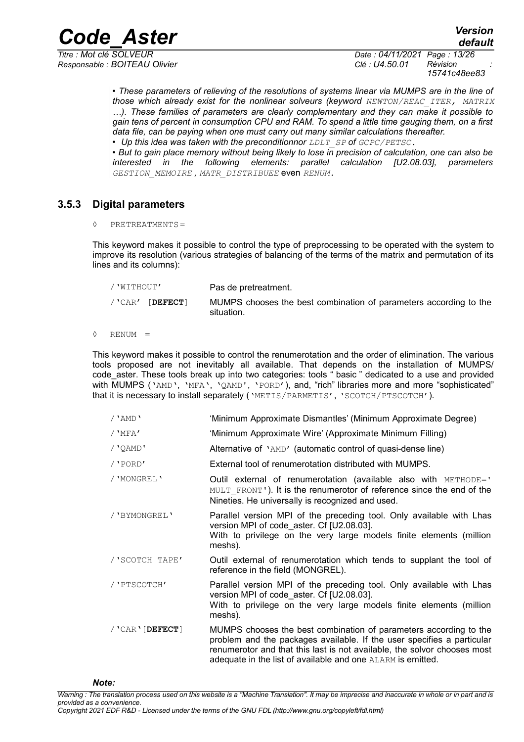*• These parameters of relieving of the resolutions of systems linear via MUMPS are in the line of those which already exist for the nonlinear solveurs (keyword NEWTON/REAC_ITER, MATRIX …). These families of parameters are clearly complementary and they can make it possible to gain tens of percent in consumption CPU and RAM. To spend a little time gauging them, on a first data file, can be paying when one must carry out many similar calculations thereafter.*

*• Up this idea was taken with the preconditionnor LDLT_SP of GCPC/PETSC.*

*• But to gain place memory without being likely to lose in precision of calculation, one can also be interested in the following elements: parallel calculation [U2.08.03], parameters GESTION_MEMOIRE, MATR_DISTRIBUEE* even *RENUM.*

### 3.5.3 Digital parameters

◊ PRETREATMENTS =

This keyword makes it possible to control the type of preprocessing to be operated with the system to improve its resolution (various strategies of balancing of the terms of the matrix and permutation of its lines and its columns):

| | |
|---|---|
| /'WITHOUT' | Pas de pretreatment. |
| /'CAR' [**DEFECT**] | MUMPS chooses the best combination of parameters according to the situation. |

◊ RENUM =

This keyword makes it possible to control the renumerotation and the order of elimination. The various tools proposed are not inevitably all available. That depends on the installation of MUMPS/ code_aster. These tools break up into two categories: tools " basic " dedicated to a use and provided with MUMPS ('AMD', 'MFA', 'QAMD', 'PORD'), and, "rich" libraries more and more "sophisticated" that it is necessary to install separately ('METIS/PARMETIS', 'SCOTCH/PTSCOTCH').

| | |
|---|---|
| /'AMD' | 'Minimum Approximate Dismantles' (Minimum Approximate Degree) |
| /'MFA' | 'Minimum Approximate Wire' (Approximate Minimum Filling) |
| /'QAMD' | Alternative of 'AMD' (automatic control of quasi-dense line) |
| /'PORD' | External tool of renumerotation distributed with MUMPS. |
| /'MONGREL' | Outil external of renumerotation (available also with METHODE='MULT_FRONT'). It is the renumerotor of reference since the end of the Nineties. He universally is recognized and used. |
| /'BYMONGREL' | Parallel version MPI of the preceding tool. Only available with Lhas version MPI of code_aster. Cf [U2.08.03]. With to privilege on the very large models finite elements (million meshs). |
| /'SCOTCH TAPE' | Outil external of renumerotation which tends to supplant the tool of reference in the field (MONGREL). |
| /'PTSCOTCH' | Parallel version MPI of the preceding tool. Only available with Lhas version MPI of code_aster. Cf [U2.08.03]. With to privilege on the very large models finite elements (million meshs). |
| /'CAR'[**DEFECT**] | MUMPS chooses the best combination of parameters according to the problem and the packages available. If the user specifies a particular renumerotor and that this last is not available, the solvor chooses most adequate in the list of available and one ALARM is emitted. |

***Note:***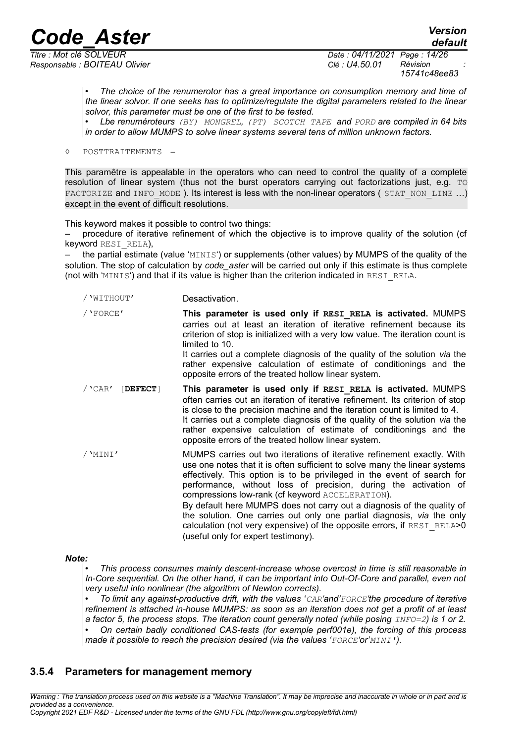• *The choice of the renumerotor has a great importance on consumption memory and time of the linear solvor. If one seeks has to optimize/regulate the digital parameters related to the linear solvor, this parameter must be one of the first to be tested.*

• *Lbe renuméroteurs (BY) MONGREL, (PT) SCOTCH TAPE and PORD are compiled in 64 bits in order to allow MUMPS to solve linear systems several tens of million unknown factors.*

◊ POSTTRAITEMENTS =

This paramêtre is appealable in the operators who can need to control the quality of a complete resolution of linear system (thus not the burst operators carrying out factorizations just, e.g. TO FACTORIZE and INFO_MODE ). Its interest is less with the non-linear operators ( STAT_NON_LINE …) except in the event of difficult resolutions.

This keyword makes it possible to control two things:

– procedure of iterative refinement of which the objective is to improve quality of the solution (cf keyword RESI_RELA),

– the partial estimate (value 'MINIS') or supplements (other values) by MUMPS of the quality of the solution. The stop of calculation by *code_aster* will be carried out only if this estimate is thus complete (not with 'MINIS') and that if its value is higher than the criterion indicated in RESI_RELA.

| | |
|---|---|
| /'WITHOUT' | Desactivation. |
| /'FORCE' | **This parameter is used only if RESI_RELA is activated.** MUMPS carries out at least an iteration of iterative refinement because its criterion of stop is initialized with a very low value. The iteration count is limited to 10.<br>It carries out a complete diagnosis of the quality of the solution *via* the rather expensive calculation of estimate of conditionings and the opposite errors of the treated hollow linear system. |
| /'CAR' [**DEFECT**] | **This parameter is used only if RESI_RELA is activated.** MUMPS often carries out an iteration of iterative refinement. Its criterion of stop is close to the precision machine and the iteration count is limited to 4.<br>It carries out a complete diagnosis of the quality of the solution *via* the rather expensive calculation of estimate of conditionings and the opposite errors of the treated hollow linear system. |
| /'MINI' | MUMPS carries out two iterations of iterative refinement exactly. With use one notes that it is often sufficient to solve many the linear systems effectively. This option is to be privileged in the event of search for performance, without loss of precision, during the activation of compressions low-rank (cf keyword ACCELERATION).<br>By default here MUMPS does not carry out a diagnosis of the quality of the solution. One carries out only one partial diagnosis, *via* the only calculation (not very expensive) of the opposite errors, if RESI_RELA>0 (useful only for expert testimony). |

***Note:***

• *This process consumes mainly descent-increase whose overcost in time is still reasonable in In-Core sequential. On the other hand, it can be important into Out-Of-Core and parallel, even not very useful into nonlinear (the algorithm of Newton corrects).*

• *To limit any against-productive drift, with the values 'CAR'and'FORCE'the procedure of iterative refinement is attached in-house MUMPS: as soon as an iteration does not get a profit of at least a factor 5, the process stops. The iteration count generally noted (while posing INFO=2) is 1 or 2.*

• *On certain badly conditioned CAS-tests (for example perf001e), the forcing of this process made it possible to reach the precision desired (via the values 'FORCE'or'MINI').*

### 3.5.4 Parameters for management memory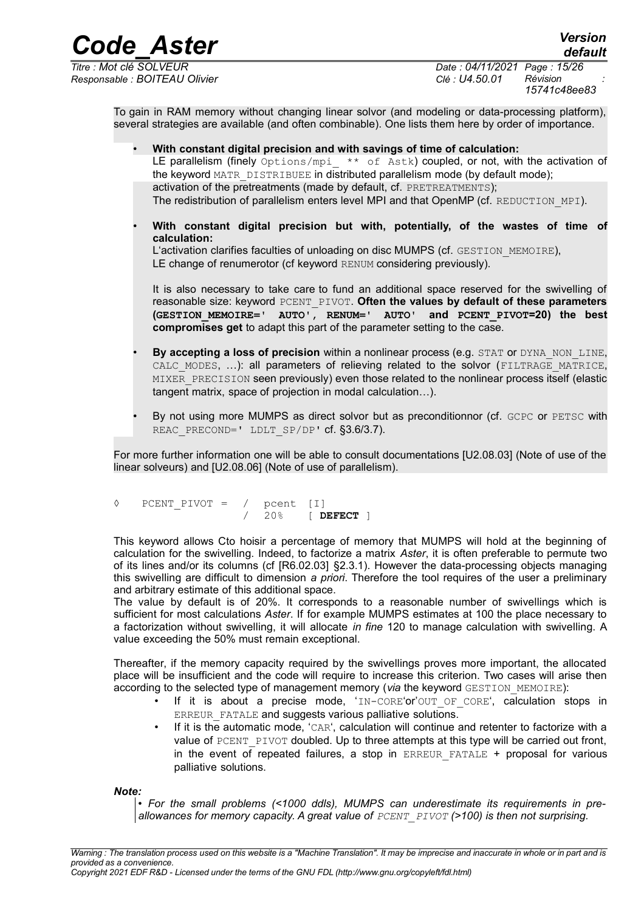To gain in RAM memory without changing linear solvor (and modeling or data-processing platform), several strategies are available (and often combinable). One lists them here by order of importance.

- **With constant digital precision and with savings of time of calculation:**
  LE parallelism (finely Options/mpi_ ** of Astk) coupled, or not, with the activation of the keyword MATR_DISTRIBUEE in distributed parallelism mode (by default mode);
  activation of the pretreatments (made by default, cf. PRETREATMENTS);
  The redistribution of parallelism enters level MPI and that OpenMP (cf. REDUCTION_MPI).

- **With constant digital precision but with, potentially, of the wastes of time of calculation:**
  L'activation clarifies faculties of unloading on disc MUMPS (cf. GESTION_MEMOIRE),
  LE change of renumerotor (cf keyword RENUM considering previously).

  It is also necessary to take care to fund an additional space reserved for the swivelling of reasonable size: keyword PCENT_PIVOT. **Often the values by default of these parameters (GESTION_MEMOIRE=' AUTO', RENUM=' AUTO' and PCENT_PIVOT=20) the best compromises get** to adapt this part of the parameter setting to the case.

- **By accepting a loss of precision** within a nonlinear process (e.g. STAT or DYNA_NON_LINE, CALC_MODES, …): all parameters of relieving related to the solvor (FILTRAGE_MATRICE, MIXER_PRECISION seen previously) even those related to the nonlinear process itself (elastic tangent matrix, space of projection in modal calculation…).

- By not using more MUMPS as direct solvor but as preconditionnor (cf. GCPC or PETSC with REAC_PRECOND=' LDLT_SP/DP' cf. §3.6/3.7).

For more further information one will be able to consult documentations [U2.08.03] (Note of use of the linear solveurs) and [U2.08.06] (Note of use of parallelism).

```
◊    PCENT_PIVOT =  /  pcent  [I]
                    /  20%    [ DEFECT ]
```

This keyword allows Cto hoisir a percentage of memory that MUMPS will hold at the beginning of calculation for the swivelling. Indeed, to factorize a matrix *Aster*, it is often preferable to permute two of its lines and/or its columns (cf [R6.02.03] §2.3.1). However the data-processing objects managing this swivelling are difficult to dimension *a priori*. Therefore the tool requires of the user a preliminary and arbitrary estimate of this additional space.
The value by default is of 20%. It corresponds to a reasonable number of swivellings which is sufficient for most calculations *Aster*. If for example MUMPS estimates at 100 the place necessary to a factorization without swivelling, it will allocate *in fine* 120 to manage calculation with swivelling. A value exceeding the 50% must remain exceptional.

Thereafter, if the memory capacity required by the swivellings proves more important, the allocated place will be insufficient and the code will require to increase this criterion. Two cases will arise then according to the selected type of management memory (*via* the keyword GESTION_MEMOIRE):

- If it is about a precise mode, 'IN-CORE'or'OUT_OF_CORE', calculation stops in ERREUR_FATALE and suggests various palliative solutions.
- If it is the automatic mode, 'CAR', calculation will continue and retenter to factorize with a value of PCENT_PIVOT doubled. Up to three attempts at this type will be carried out front, in the event of repeated failures, a stop in ERREUR_FATALE + proposal for various palliative solutions.

***Note:***

*• For the small problems (<1000 ddls), MUMPS can underestimate its requirements in pre-allowances for memory capacity. A great value of PCENT_PIVOT (>100) is then not surprising.*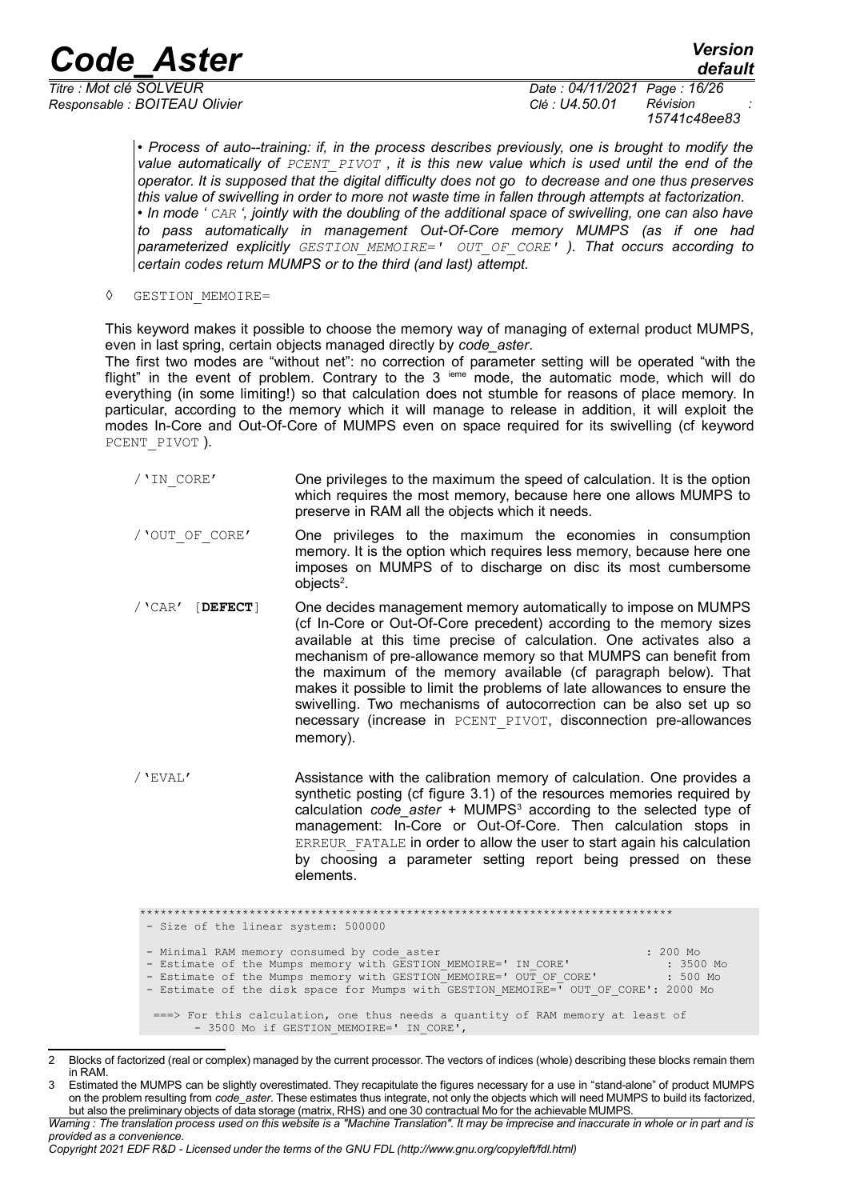*• Process of auto--training: if, in the process describes previously, one is brought to modify the value automatically of `PCENT_PIVOT` , it is this new value which is used until the end of the operator. It is supposed that the digital difficulty does not go to decrease and one thus preserves this value of swivelling in order to more not waste time in fallen through attempts at factorization.*
*• In mode ' `CAR` ', jointly with the doubling of the additional space of swivelling, one can also have to pass automatically in management Out-Of-Core memory MUMPS (as if one had parameterized explicitly `GESTION_MEMOIRE=' OUT_OF_CORE'` ). That occurs according to certain codes return MUMPS or to the third (and last) attempt.*

◊ `GESTION_MEMOIRE=`

This keyword makes it possible to choose the memory way of managing of external product MUMPS, even in last spring, certain objects managed directly by *code_aster*.
The first two modes are "without net": no correction of parameter setting will be operated "with the flight" in the event of problem. Contrary to the 3 ieme mode, the automatic mode, which will do everything (in some limiting!) so that calculation does not stumble for reasons of place memory. In particular, according to the memory which it will manage to release in addition, it will exploit the modes In-Core and Out-Of-Core of MUMPS even on space required for its swivelling (cf keyword `PCENT_PIVOT` ).

/ `'IN_CORE'` One privileges to the maximum the speed of calculation. It is the option which requires the most memory, because here one allows MUMPS to preserve in RAM all the objects which it needs.

/ `'OUT_OF_CORE'` One privileges to the maximum the economies in consumption memory. It is the option which requires less memory, because here one imposes on MUMPS of to discharge on disc its most cumbersome objects[2].

/ `'CAR'` [**DEFECT**] One decides management memory automatically to impose on MUMPS (cf In-Core or Out-Of-Core precedent) according to the memory sizes available at this time precise of calculation. One activates also a mechanism of pre-allowance memory so that MUMPS can benefit from the maximum of the memory available (cf paragraph below). That makes it possible to limit the problems of late allowances to ensure the swivelling. Two mechanisms of autocorrection can be also set up so necessary (increase in `PCENT_PIVOT`, disconnection pre-allowances memory).

/ `'EVAL'` Assistance with the calibration memory of calculation. One provides a synthetic posting (cf figure 3.1) of the resources memories required by calculation *code_aster* + MUMPS[3] according to the selected type of management: In-Core or Out-Of-Core. Then calculation stops in `ERREUR_FATALE` in order to allow the user to start again his calculation by choosing a parameter setting report being pressed on these elements.

```
******************************************************************************
 - Size of the linear system: 500000

 - Minimal RAM memory consumed by code_aster                              : 200 Mo
 - Estimate of the Mumps memory with GESTION_MEMOIRE=' IN_CORE'             : 3500 Mo
 - Estimate of the Mumps memory with GESTION_MEMOIRE=' OUT_OF_CORE'         : 500 Mo
 - Estimate of the disk space for Mumps with GESTION_MEMOIRE=' OUT_OF_CORE': 2000 Mo

  ===> For this calculation, one thus needs a quantity of RAM memory at least of
         - 3500 Mo if GESTION_MEMOIRE=' IN_CORE',
```

2 Blocks of factorized (real or complex) managed by the current processor. The vectors of indices (whole) describing these blocks remain them in RAM.

3 Estimated the MUMPS can be slightly overestimated. They recapitulate the figures necessary for a use in "stand-alone" of product MUMPS on the problem resulting from *code_aster*. These estimates thus integrate, not only the objects which will need MUMPS to build its factorized, but also the preliminary objects of data storage (matrix, RHS) and one 30 contractual Mo for the achievable MUMPS.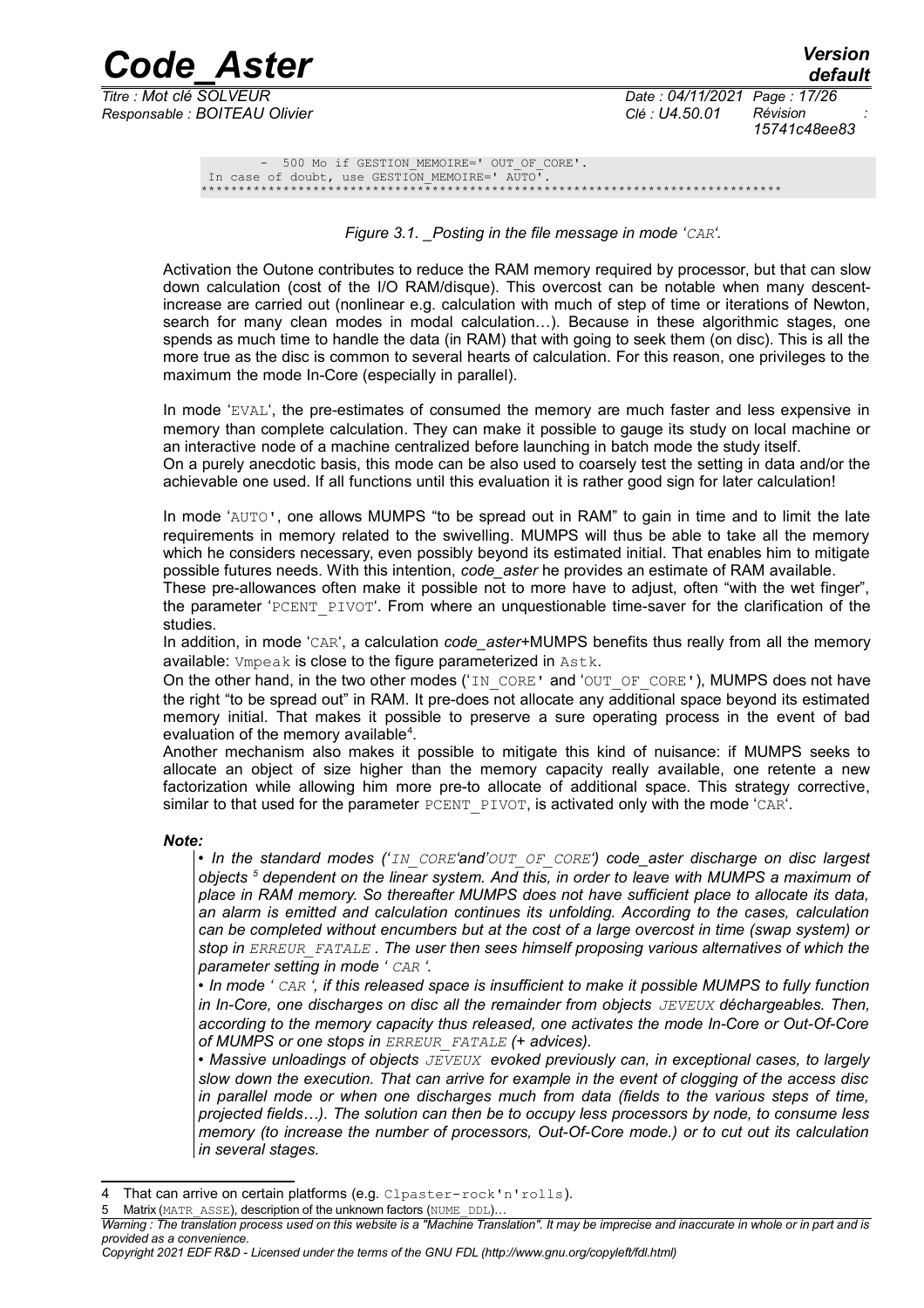```
        -  500 Mo if GESTION_MEMOIRE=' OUT_OF_CORE'.
 In case of doubt, use GESTION_MEMOIRE=' AUTO'.
******************************************************************************
```

*Figure 3.1. _Posting in the file message in mode 'CAR'.*

Activation the Outone contributes to reduce the RAM memory required by processor, but that can slow down calculation (cost of the I/O RAM/disque). This overcost can be notable when many descent-increase are carried out (nonlinear e.g. calculation with much of step of time or iterations of Newton, search for many clean modes in modal calculation…). Because in these algorithmic stages, one spends as much time to handle the data (in RAM) that with going to seek them (on disc). This is all the more true as the disc is common to several hearts of calculation. For this reason, one privileges to the maximum the mode In-Core (especially in parallel).

In mode 'EVAL', the pre-estimates of consumed the memory are much faster and less expensive in memory than complete calculation. They can make it possible to gauge its study on local machine or an interactive node of a machine centralized before launching in batch mode the study itself.
On a purely anecdotic basis, this mode can be also used to coarsely test the setting in data and/or the achievable one used. If all functions until this evaluation it is rather good sign for later calculation!

In mode 'AUTO', one allows MUMPS "to be spread out in RAM" to gain in time and to limit the late requirements in memory related to the swivelling. MUMPS will thus be able to take all the memory which he considers necessary, even possibly beyond its estimated initial. That enables him to mitigate possible futures needs. With this intention, *code_aster* he provides an estimate of RAM available.
These pre-allowances often make it possible not to more have to adjust, often "with the wet finger", the parameter 'PCENT_PIVOT'. From where an unquestionable time-saver for the clarification of the studies.
In addition, in mode 'CAR', a calculation *code_aster*+MUMPS benefits thus really from all the memory available: Vmpeak is close to the figure parameterized in Astk.
On the other hand, in the two other modes ('IN_CORE' and 'OUT_OF_CORE'), MUMPS does not have the right "to be spread out" in RAM. It pre-does not allocate any additional space beyond its estimated memory initial. That makes it possible to preserve a sure operating process in the event of bad evaluation of the memory available[4].
Another mechanism also makes it possible to mitigate this kind of nuisance: if MUMPS seeks to allocate an object of size higher than the memory capacity really available, one retente a new factorization while allowing him more pre-to allocate of additional space. This strategy corrective, similar to that used for the parameter PCENT_PIVOT, is activated only with the mode 'CAR'.

***Note:***

*• In the standard modes ('IN_CORE'and'OUT_OF_CORE') code_aster discharge on disc largest objects [5] dependent on the linear system. And this, in order to leave with MUMPS a maximum of place in RAM memory. So thereafter MUMPS does not have sufficient place to allocate its data, an alarm is emitted and calculation continues its unfolding. According to the cases, calculation can be completed without encumbers but at the cost of a large overcost in time (swap system) or stop in ERREUR_FATALE . The user then sees himself proposing various alternatives of which the parameter setting in mode ' CAR '.*

*• In mode ' CAR ', if this released space is insufficient to make it possible MUMPS to fully function in In-Core, one discharges on disc all the remainder from objects JEVEUX déchargeables. Then, according to the memory capacity thus released, one activates the mode In-Core or Out-Of-Core of MUMPS or one stops in ERREUR_FATALE (+ advices).*

*• Massive unloadings of objects JEVEUX evoked previously can, in exceptional cases, to largely slow down the execution. That can arrive for example in the event of clogging of the access disc in parallel mode or when one discharges much from data (fields to the various steps of time, projected fields…). The solution can then be to occupy less processors by node, to consume less memory (to increase the number of processors, Out-Of-Core mode.) or to cut out its calculation in several stages.*

---

4 That can arrive on certain platforms (e.g. Clpaster-rock'n'rolls).

5 Matrix (MATR_ASSE), description of the unknown factors (NUME_DDL)…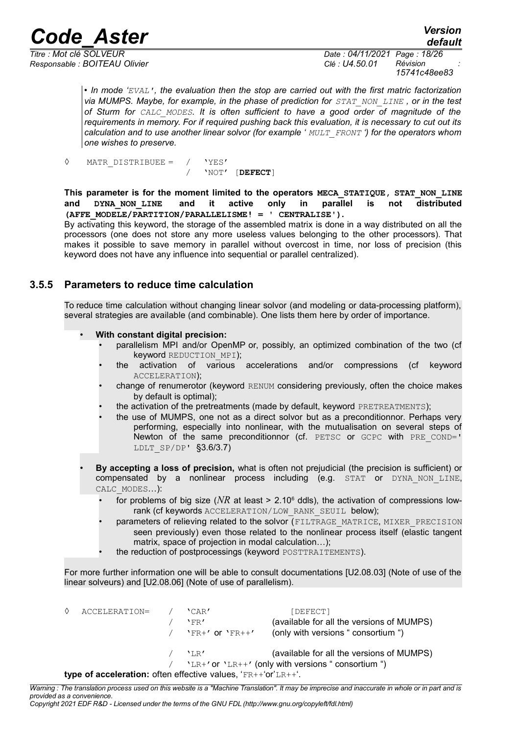*• In mode 'EVAL', the evaluation then the stop are carried out with the first matric factorization via MUMPS. Maybe, for example, in the phase of prediction for STAT_NON_LINE , or in the test of Sturm for CALC_MODES. It is often sufficient to have a good order of magnitude of the requirements in memory. For if required pushing back this evaluation, it is necessary to cut out its calculation and to use another linear solvor (for example ' MULT_FRONT ') for the operators whom one wishes to preserve.*

```
◊   MATR_DISTRIBUEE =   /   'YES'
                        /   'NOT'  [DEFECT]
```

**This parameter is for the moment limited to the operators MECA_STATIQUE, STAT_NON_LINE and DYNA_NON_LINE and it active only in parallel is not distributed (AFFE_MODELE/PARTITION/PARALLELISME! = ' CENTRALISE').**

By activating this keyword, the storage of the assembled matrix is done in a way distributed on all the processors (one does not store any more useless values belonging to the other processors). That makes it possible to save memory in parallel without overcost in time, nor loss of precision (this keyword does not have any influence into sequential or parallel centralized).

### 3.5.5 Parameters to reduce time calculation

To reduce time calculation without changing linear solvor (and modeling or data-processing platform), several strategies are available (and combinable). One lists them here by order of importance.

- **With constant digital precision:**
  - parallelism MPI and/or OpenMP or, possibly, an optimized combination of the two (cf keyword REDUCTION_MPI);
  - the activation of various accelerations and/or compressions (cf keyword ACCELERATION);
  - change of renumerotor (keyword RENUM considering previously, often the choice makes by default is optimal);
  - the activation of the pretreatments (made by default, keyword PRETREATMENTS);
  - the use of MUMPS, one not as a direct solvor but as a preconditionnor. Perhaps very performing, especially into nonlinear, with the mutualisation on several steps of Newton of the same preconditionnor (cf. PETSC or GCPC with PRE_COND=' LDLT_SP/DP' §3.6/3.7)
- **By accepting a loss of precision,** what is often not prejudicial (the precision is sufficient) or compensated by a nonlinear process including (e.g. STAT or DYNA_NON_LINE, CALC_MODES…):
  - for problems of big size ($NR$ at least > $2.10^6$ ddls), the activation of compressions low-rank (cf keywords ACCELERATION/LOW_RANK_SEUIL below);
  - parameters of relieving related to the solvor (FILTRAGE_MATRICE, MIXER_PRECISION seen previously) even those related to the nonlinear process itself (elastic tangent matrix, space of projection in modal calculation…);
  - the reduction of postprocessings (keyword POSTTRAITEMENTS).

For more further information one will be able to consult documentations [U2.08.03] (Note of use of the linear solveurs) and [U2.08.06] (Note of use of parallelism).

```
◊  ACCELERATION=   /  'CAR'                [DEFECT]
                   /  'FR'                 (available for all the versions of MUMPS)
                   /  'FR+' or 'FR++'      (only with versions " consortium ")

                   /  'LR'                 (available for all the versions of MUMPS)
                   /  'LR+' or 'LR++' (only with versions " consortium ")
```

**type of acceleration:** often effective values, 'FR++'or'LR++'.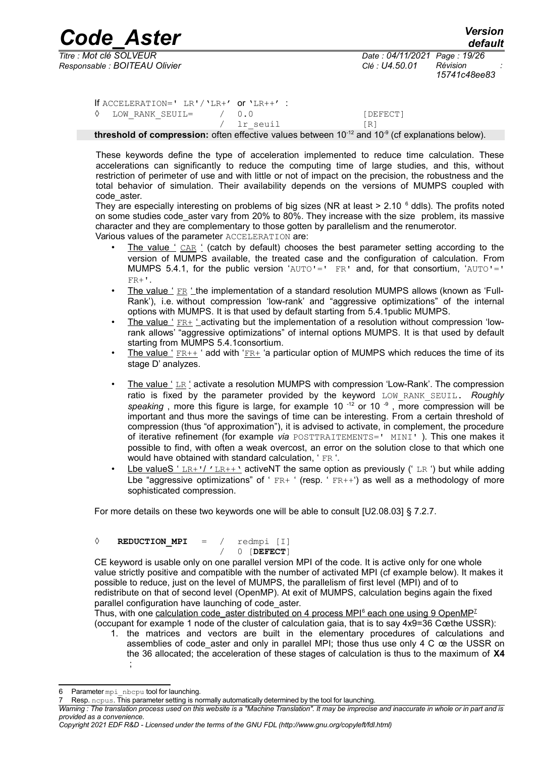If ACCELERATION=' LR'/'LR+' or 'LR++' :

◊ LOW_RANK_SEUIL= / 0.0 [DEFECT]
/ lr_seuil [R]

**threshold of compression:** often effective values between $10^{-12}$ and $10^{-9}$ (cf explanations below).

These keywords define the type of acceleration implemented to reduce time calculation. These accelerations can significantly to reduce the computing time of large studies, and this, without restriction of perimeter of use and with little or not of impact on the precision, the robustness and the total behavior of simulation. Their availability depends on the versions of MUMPS coupled with code_aster.

They are especially interesting on problems of big sizes (NR at least > 2.10 [6] ddls). The profits noted on some studies code_aster vary from 20% to 80%. They increase with the size problem, its massive character and they are complementary to those gotten by parallelism and the renumerotor.

Various values of the parameter ACCELERATION are:

- The value ' CAR ' (catch by default) chooses the best parameter setting according to the version of MUMPS available, the treated case and the configuration of calculation. From MUMPS 5.4.1, for the public version 'AUTO'=' FR' and, for that consortium, 'AUTO'=' FR+'.
- The value ' FR ' the implementation of a standard resolution MUMPS allows (known as 'Full-Rank'), i.e. without compression 'low-rank' and "aggressive optimizations" of the internal options with MUMPS. It is that used by default starting from 5.4.1public MUMPS.
- The value ' FR+ ' activating but the implementation of a resolution without compression 'low-rank allows' "aggressive optimizations" of internal options MUMPS. It is that used by default starting from MUMPS 5.4.1consortium.
- The value ' FR++ ' add with 'FR+ 'a particular option of MUMPS which reduces the time of its stage D' analyzes.
- The value ' LR ' activate a resolution MUMPS with compression 'Low-Rank'. The compression ratio is fixed by the parameter provided by the keyword LOW_RANK_SEUIL. *Roughly speaking* , more this figure is large, for example $10^{-12}$ or $10^{-9}$ , more compression will be important and thus more the savings of time can be interesting. From a certain threshold of compression (thus "of approximation"), it is advised to activate, in complement, the procedure of iterative refinement (for example *via* POSTTRAITEMENTS=' MINI' ). This one makes it possible to find, with often a weak overcost, an error on the solution close to that which one would have obtained with standard calculation, ' FR '.
- Lbe valueS ' LR+'/'LR++' activeNT the same option as previously (' LR ') but while adding Lbe "aggressive optimizations" of ' FR+ ' (resp. ' FR++') as well as a methodology of more sophisticated compression.

For more details on these two keywords one will be able to consult [U2.08.03] § 7.2.7.

◊ **REDUCTION_MPI** = / redmpi [I]
/ 0 [**DEFECT**]

CE keyword is usable only on one parallel version MPI of the code. It is active only for one whole value strictly positive and compatible with the number of activated MPI (cf example below). It makes it possible to reduce, just on the level of MUMPS, the parallelism of first level (MPI) and of to redistribute on that of second level (OpenMP). At exit of MUMPS, calculation begins again the fixed parallel configuration have launching of code_aster.

Thus, with one calculation code_aster distributed on 4 process MPI[6] each one using 9 OpenMP[7] (occupant for example 1 node of the cluster of calculation gaia, that is to say 4x9=36 Cœthe USSR):

1. the matrices and vectors are built in the elementary procedures of calculations and assemblies of code_aster and only in parallel MPI; those thus use only 4 C œ the USSR on the 36 allocated; the acceleration of these stages of calculation is thus to the maximum of **X4** ;

6 Parameter mpi_nbcpu tool for launching.

7 Resp. ncpus. This parameter setting is normally automatically determined by the tool for launching.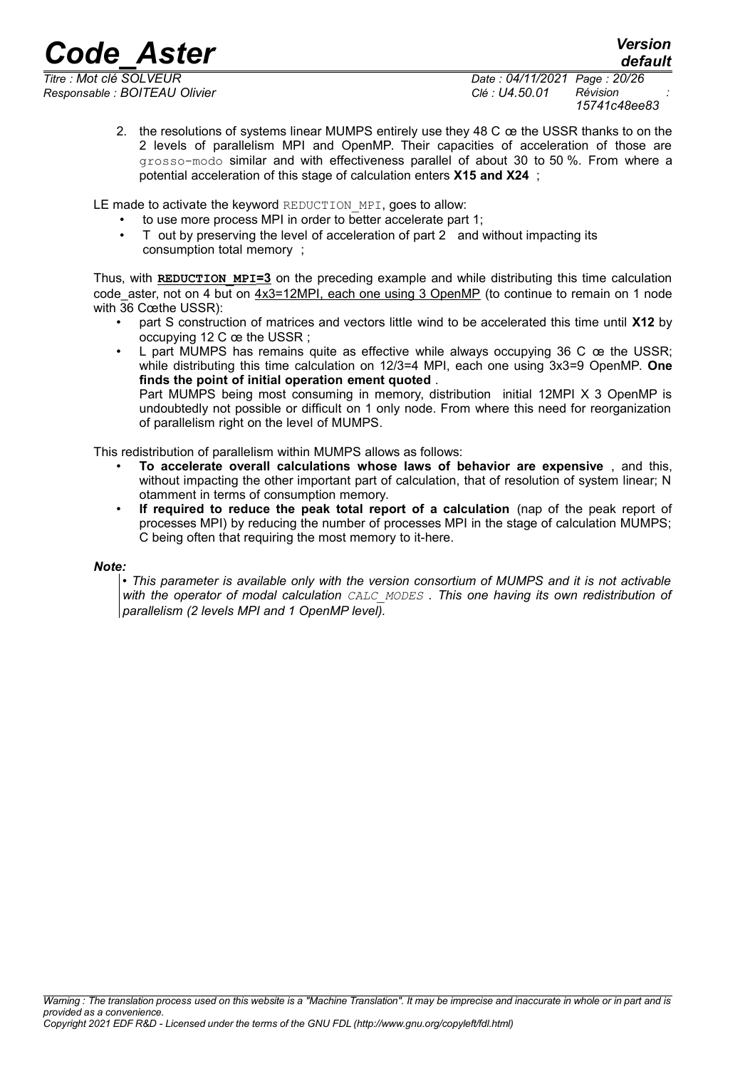2. the resolutions of systems linear MUMPS entirely use they 48 C œ the USSR thanks to on the 2 levels of parallelism MPI and OpenMP. Their capacities of acceleration of those are grosso-modo similar and with effectiveness parallel of about 30 to 50 %. From where a potential acceleration of this stage of calculation enters **X15 and X24** ;

LE made to activate the keyword REDUCTION_MPI, goes to allow:

- to use more process MPI in order to better accelerate part 1;
- T out by preserving the level of acceleration of part 2 and without impacting its consumption total memory ;

Thus, with **REDUCTION_MPI=3** on the preceding example and while distributing this time calculation code_aster, not on 4 but on 4x3=12MPI, each one using 3 OpenMP (to continue to remain on 1 node with 36 Cœthe USSR):

- part S construction of matrices and vectors little wind to be accelerated this time until **X12** by occupying 12 C œ the USSR ;
- L part MUMPS has remains quite as effective while always occupying 36 C œ the USSR; while distributing this time calculation on 12/3=4 MPI, each one using 3x3=9 OpenMP. **One finds the point of initial operation ement quoted** .
  Part MUMPS being most consuming in memory, distribution initial 12MPI X 3 OpenMP is undoubtedly not possible or difficult on 1 only node. From where this need for reorganization of parallelism right on the level of MUMPS.

This redistribution of parallelism within MUMPS allows as follows:

- **To accelerate overall calculations whose laws of behavior are expensive** , and this, without impacting the other important part of calculation, that of resolution of system linear; N otamment in terms of consumption memory.
- **If required to reduce the peak total report of a calculation** (nap of the peak report of processes MPI) by reducing the number of processes MPI in the stage of calculation MUMPS; C being often that requiring the most memory to it-here.

***Note:***

*• This parameter is available only with the version consortium of MUMPS and it is not activable with the operator of modal calculation CALC_MODES . This one having its own redistribution of parallelism (2 levels MPI and 1 OpenMP level).*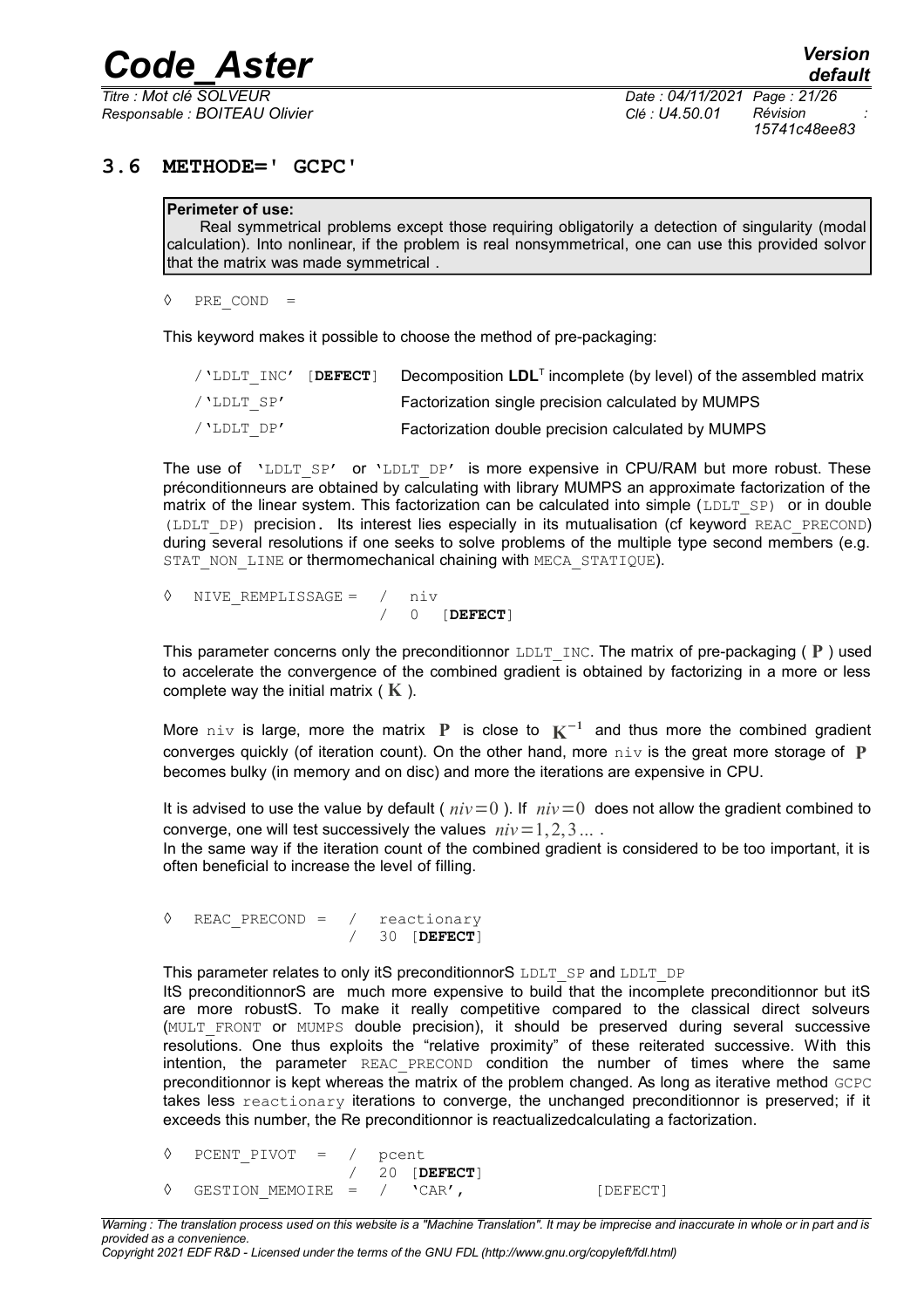## 3.6 METHODE=' GCPC'

> **Perimeter of use:**
> Real symmetrical problems except those requiring obligatorily a detection of singularity (modal calculation). Into nonlinear, if the problem is real nonsymmetrical, one can use this provided solvor that the matrix was made symmetrical .

◊ PRE_COND =

This keyword makes it possible to choose the method of pre-packaging:

| | |
|---|---|
| /'LDLT_INC' [**DEFECT**] | Decomposition **LDL**$^T$ incomplete (by level) of the assembled matrix |
| /'LDLT_SP' | Factorization single precision calculated by MUMPS |
| /'LDLT_DP' | Factorization double precision calculated by MUMPS |

The use of 'LDLT_SP' or 'LDLT_DP' is more expensive in CPU/RAM but more robust. These préconditionneurs are obtained by calculating with library MUMPS an approximate factorization of the matrix of the linear system. This factorization can be calculated into simple (LDLT_SP) or in double (LDLT_DP) precision. Its interest lies especially in its mutualisation (cf keyword REAC_PRECOND) during several resolutions if one seeks to solve problems of the multiple type second members (e.g. STAT_NON_LINE or thermomechanical chaining with MECA_STATIQUE).

```
◊  NIVE_REMPLISSAGE =  /  niv
                       /  0   [DEFECT]
```

This parameter concerns only the preconditionnor LDLT_INC. The matrix of pre-packaging ( $\mathbf{P}$ ) used to accelerate the convergence of the combined gradient is obtained by factorizing in a more or less complete way the initial matrix ( $\mathbf{K}$ ).

More niv is large, more the matrix $\mathbf{P}$ is close to $\mathbf{K}^{-1}$ and thus more the combined gradient converges quickly (of iteration count). On the other hand, more niv is the great more storage of $\mathbf{P}$ becomes bulky (in memory and on disc) and more the iterations are expensive in CPU.

It is advised to use the value by default ( $niv=0$ ). If $niv=0$ does not allow the gradient combined to converge, one will test successively the values $niv=1,2,3\ldots$ .
In the same way if the iteration count of the combined gradient is considered to be too important, it is often beneficial to increase the level of filling.

```
◊  REAC_PRECOND =  /  reactionary
                   /  30  [DEFECT]
```

This parameter relates to only itS preconditionnorS LDLT_SP and LDLT_DP
ItS preconditionnorS are much more expensive to build that the incomplete preconditionnor but itS are more robustS. To make it really competitive compared to the classical direct solveurs (MULT_FRONT or MUMPS double precision), it should be preserved during several successive resolutions. One thus exploits the "relative proximity" of these reiterated successive. With this intention, the parameter REAC_PRECOND condition the number of times where the same preconditionnor is kept whereas the matrix of the problem changed. As long as iterative method GCPC takes less reactionary iterations to converge, the unchanged preconditionnor is preserved; if it exceeds this number, the Re preconditionnor is reactualizedcalculating a factorization.

```
◊  PCENT_PIVOT  =  /  pcent
                   /  20  [DEFECT]
◊  GESTION_MEMOIRE =  /  'CAR',            [DEFECT]
```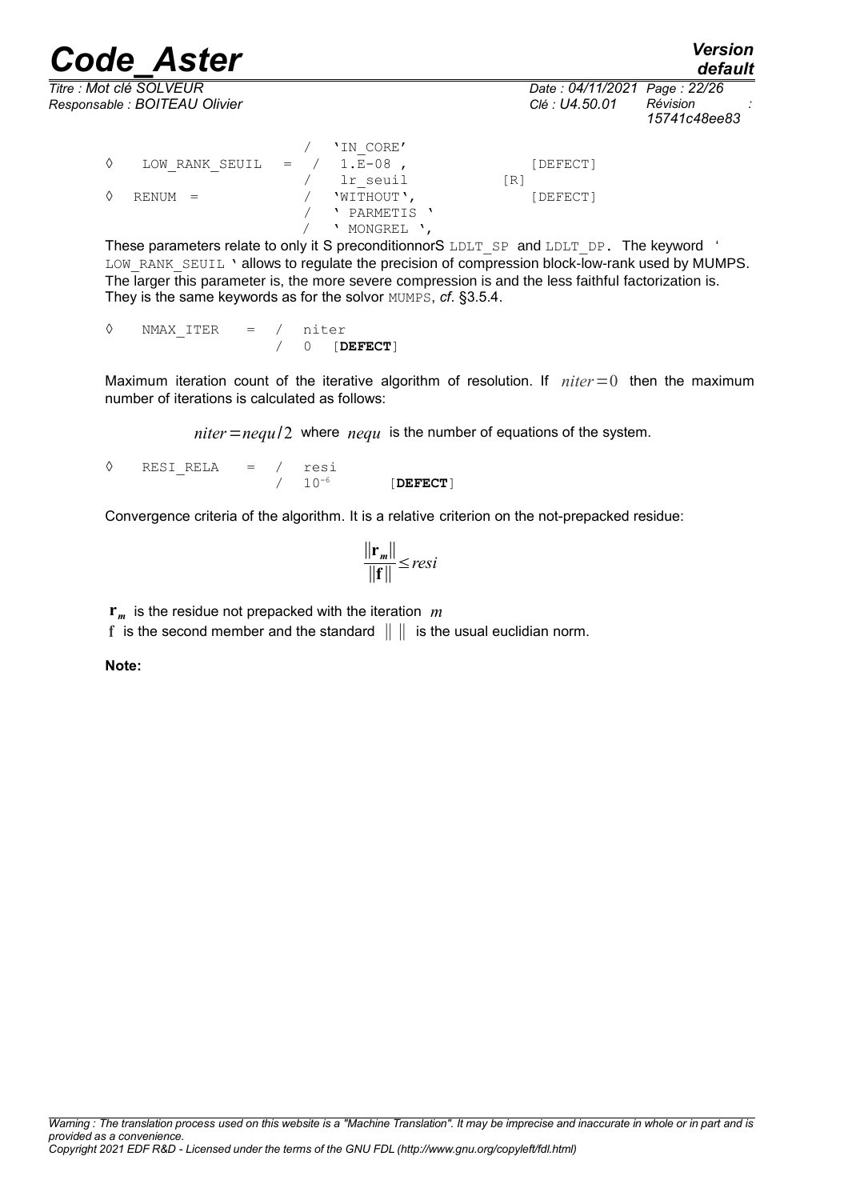```
                         /  'IN_CORE'
◊   LOW_RANK_SEUIL   =   /  1.E-08 ,                [DEFECT]
                         /   lr_seuil           [R]
◊   RENUM  =             /  'WITHOUT',              [DEFECT]
                         /  ' PARMETIS '
                         /  ' MONGREL ',
```

These parameters relate to only it S preconditionnorS `LDLT_SP` and `LDLT_DP`. The keyword ' `LOW_RANK_SEUIL` ' allows to regulate the precision of compression block-low-rank used by MUMPS. The larger this parameter is, the more severe compression is and the less faithful factorization is. They is the same keywords as for the solvor `MUMPS`, *cf*. §3.5.4.

```
◊   NMAX_ITER   =  /  niter
                   /  0  [DEFECT]
```

Maximum iteration count of the iterative algorithm of resolution. If $niter=0$ then the maximum number of iterations is calculated as follows:

$niter=nequ/2$ where $nequ$ is the number of equations of the system.

```
◊   RESI_RELA   =  /  resi
                   /  10-6        [DEFECT]
```

Convergence criteria of the algorithm. It is a relative criterion on the not-prepacked residue:

$$\frac{\|\mathbf{r}_m\|}{\|\mathbf{f}\|}\leq resi$$

$\mathbf{r}_m$ is the residue not prepacked with the iteration $m$

$\mathbf{f}$ is the second member and the standard $\| \ \|$ is the usual euclidian norm.

**Note:**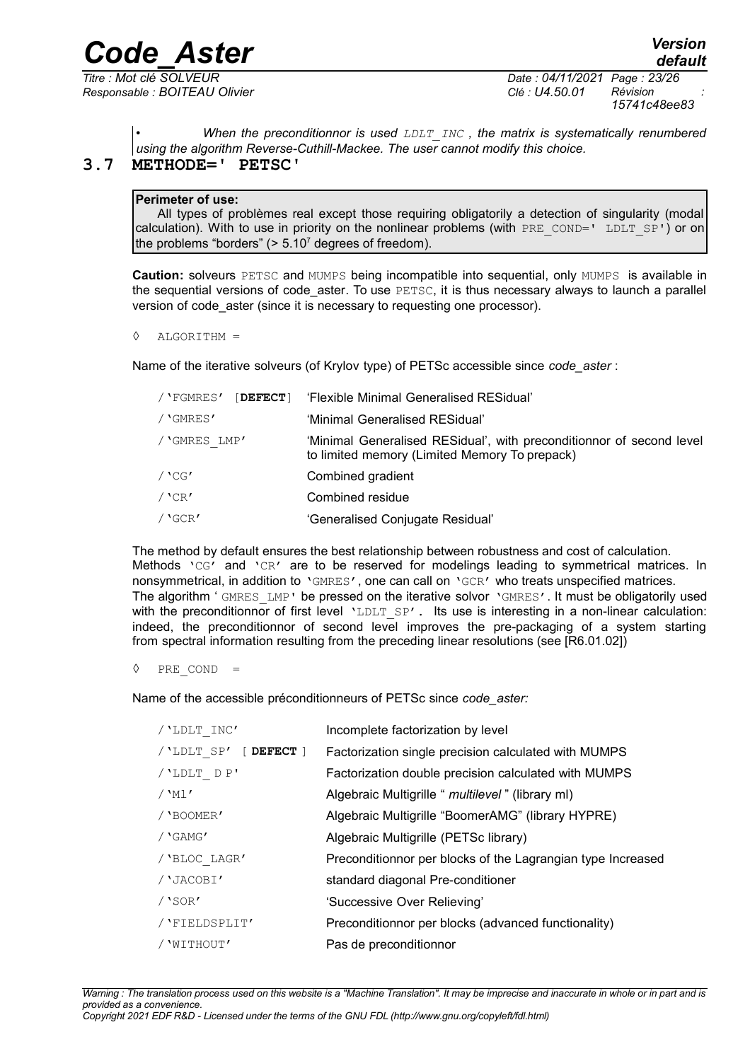• *When the preconditionnor is used `LDLT_INC` , the matrix is systematically renumbered using the algorithm Reverse-Cuthill-Mackee. The user cannot modify this choice.*

## 3.7 METHODE=' PETSC'

**Perimeter of use:**
All types of problèmes real except those requiring obligatorily a detection of singularity (modal calculation). With to use in priority on the nonlinear problems (with `PRE_COND=' LDLT_SP'`) or on the problems "borders" (> $5.10^7$ degrees of freedom).

**Caution:** solveurs `PETSC` and `MUMPS` being incompatible into sequential, only `MUMPS` is available in the sequential versions of code_aster. To use `PETSC`, it is thus necessary always to launch a parallel version of code_aster (since it is necessary to requesting one processor).

◊ `ALGORITHM =`

Name of the iterative solveurs (of Krylov type) of PETSc accessible since *code_aster* :

| | |
|---|---|
| /'FGMRES' [**DEFECT**] | 'Flexible Minimal Generalised RESidual' |
| /'GMRES' | 'Minimal Generalised RESidual' |
| /'GMRES_LMP' | 'Minimal Generalised RESidual', with preconditionnor of second level to limited memory (Limited Memory To prepack) |
| /'CG' | Combined gradient |
| /'CR' | Combined residue |
| /'GCR' | 'Generalised Conjugate Residual' |

The method by default ensures the best relationship between robustness and cost of calculation.
Methods 'CG' and 'CR' are to be reserved for modelings leading to symmetrical matrices. In nonsymmetrical, in addition to 'GMRES', one can call on 'GCR' who treats unspecified matrices.
The algorithm ' GMRES_LMP' be pressed on the iterative solvor 'GMRES'. It must be obligatorily used with the preconditionnor of first level 'LDLT_SP'. Its use is interesting in a non-linear calculation: indeed, the preconditionnor of second level improves the pre-packaging of a system starting from spectral information resulting from the preceding linear resolutions (see [R6.01.02])

◊ `PRE_COND =`

Name of the accessible préconditionneurs of PETSc since *code_aster:*

| | |
|---|---|
| /'LDLT_INC' | Incomplete factorization by level |
| /'LDLT_SP' [ **DEFECT** ] | Factorization single precision calculated with MUMPS |
| /'LDLT_ D P' | Factorization double precision calculated with MUMPS |
| /'Ml' | Algebraic Multigrille " *multilevel* " (library ml) |
| /'BOOMER' | Algebraic Multigrille "BoomerAMG" (library HYPRE) |
| /'GAMG' | Algebraic Multigrille (PETSc library) |
| /'BLOC_LAGR' | Preconditionnor per blocks of the Lagrangian type Increased |
| /'JACOBI' | standard diagonal Pre-conditioner |
| /'SOR' | 'Successive Over Relieving' |
| /'FIELDSPLIT' | Preconditionnor per blocks (advanced functionality) |
| /'WITHOUT' | Pas de preconditionnor |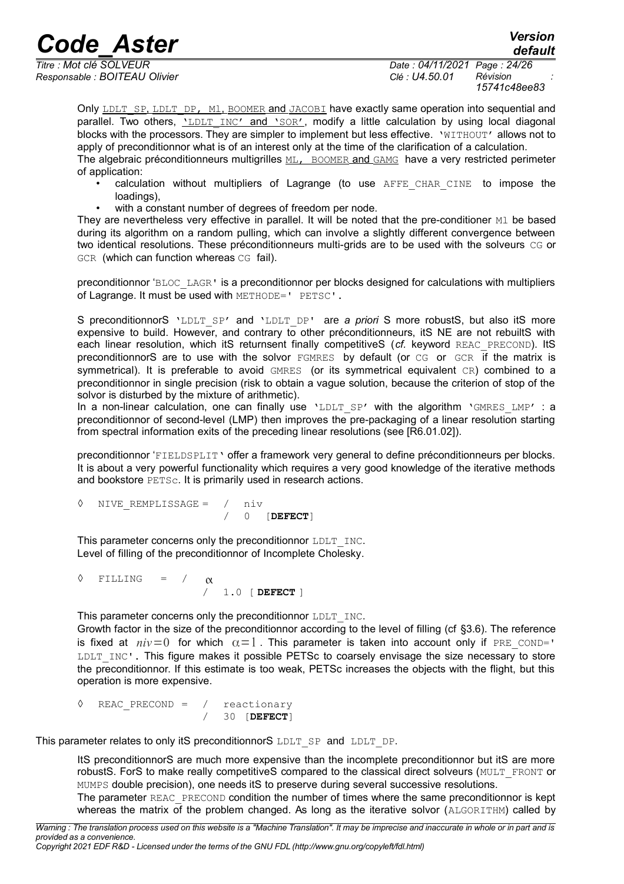Only LDLT_SP, LDLT_DP, Ml, BOOMER and JACOBI have exactly same operation into sequential and parallel. Two others, 'LDLT_INC' and 'SOR', modify a little calculation by using local diagonal blocks with the processors. They are simpler to implement but less effective. 'WITHOUT' allows not to apply of preconditionnor what is of an interest only at the time of the clarification of a calculation.

The algebraic préconditionneurs multigrilles ML, BOOMER and GAMG have a very restricted perimeter of application:

- calculation without multipliers of Lagrange (to use AFFE_CHAR_CINE to impose the loadings),
- with a constant number of degrees of freedom per node.

They are nevertheless very effective in parallel. It will be noted that the pre-conditioner Ml be based during its algorithm on a random pulling, which can involve a slightly different convergence between two identical resolutions. These préconditionneurs multi-grids are to be used with the solveurs CG or GCR (which can function whereas CG fail).

preconditionnor 'BLOC_LAGR' is a preconditionnor per blocks designed for calculations with multipliers of Lagrange. It must be used with METHODE=' PETSC'.

S preconditionnorS 'LDLT_SP' and 'LDLT_DP' are *a priori* S more robustS, but also itS more expensive to build. However, and contrary to other préconditionneurs, itS NE are not rebuiltS with each linear resolution, which itS returnsent finally competitiveS (*cf.* keyword REAC_PRECOND). ItS preconditionnorS are to use with the solvor FGMRES by default (or CG or GCR if the matrix is symmetrical). It is preferable to avoid GMRES (or its symmetrical equivalent CR) combined to a preconditionnor in single precision (risk to obtain a vague solution, because the criterion of stop of the solvor is disturbed by the mixture of arithmetic).

In a non-linear calculation, one can finally use 'LDLT_SP' with the algorithm 'GMRES_LMP' : a preconditionnor of second-level (LMP) then improves the pre-packaging of a linear resolution starting from spectral information exits of the preceding linear resolutions (see [R6.01.02]).

preconditionnor 'FIELDSPLIT' offer a framework very general to define préconditionneurs per blocks. It is about a very powerful functionality which requires a very good knowledge of the iterative methods and bookstore PETSc. It is primarily used in research actions.

```
◊  NIVE_REMPLISSAGE =   /  niv
                        /  0   [DEFECT]
```

This parameter concerns only the preconditionnor LDLT_INC.
Level of filling of the preconditionnor of Incomplete Cholesky.

```
◊  FILLING   =  /   α
                /   1.0 [ DEFECT ]
```

This parameter concerns only the preconditionnor LDLT_INC.
Growth factor in the size of the preconditionnor according to the level of filling (cf §3.6). The reference is fixed at $niv=0$ for which $\alpha=1$. This parameter is taken into account only if PRE_COND=' LDLT_INC'. This figure makes it possible PETSc to coarsely envisage the size necessary to store the preconditionnor. If this estimate is too weak, PETSc increases the objects with the flight, but this operation is more expensive.

```
◊  REAC_PRECOND =   /   reactionary
                    /   30  [DEFECT]
```

This parameter relates to only itS preconditionnorS LDLT_SP and LDLT_DP.

ItS preconditionnorS are much more expensive than the incomplete preconditionnor but itS are more robustS. ForS to make really competitiveS compared to the classical direct solveurs (MULT_FRONT or MUMPS double precision), one needs itS to preserve during several successive resolutions.
The parameter REAC_PRECOND condition the number of times where the same preconditionnor is kept whereas the matrix of the problem changed. As long as the iterative solvor (ALGORITHM) called by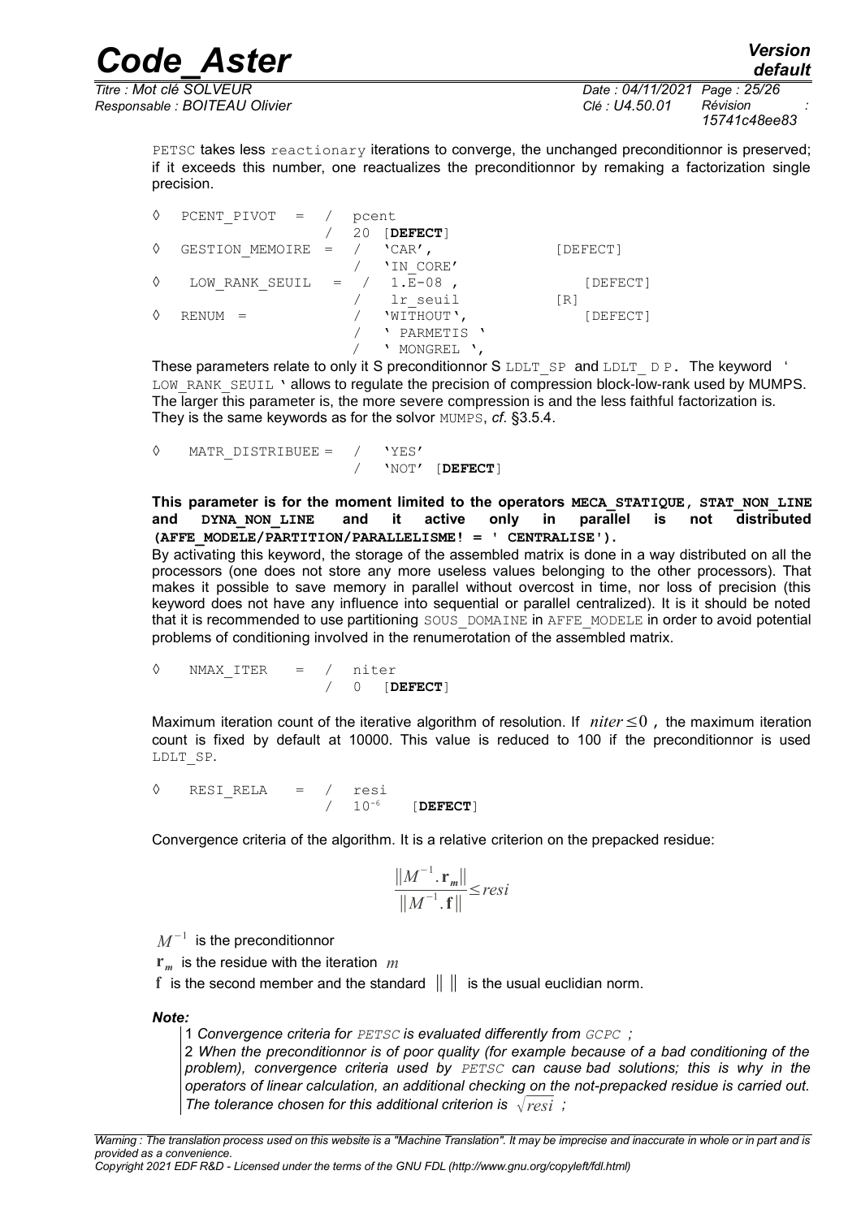PETSC takes less reactionary iterations to converge, the unchanged preconditionnor is preserved; if it exceeds this number, one reactualizes the preconditionnor by remaking a factorization single precision.

```
◊  PCENT_PIVOT  =  /  pcent
                   /  20 [DEFECT]
◊  GESTION_MEMOIRE =  /  'CAR',                [DEFECT]
                   /  'IN_CORE'
◊  LOW_RANK_SEUIL  =  /  1.E-08 ,              [DEFECT]
                   /  lr_seuil              [R]
◊  RENUM  =        /  'WITHOUT',              [DEFECT]
                   /  ' PARMETIS '
                   /  ' MONGREL ',
```

These parameters relate to only it S preconditionnor S LDLT_SP and LDLT_ D P. The keyword ' LOW_RANK_SEUIL ' allows to regulate the precision of compression block-low-rank used by MUMPS. The larger this parameter is, the more severe compression is and the less faithful factorization is. They is the same keywords as for the solvor MUMPS, *cf*. §3.5.4.

```
◊  MATR_DISTRIBUEE =  /  'YES'
                      /  'NOT'  [DEFECT]
```

**This parameter is for the moment limited to the operators MECA_STATIQUE, STAT_NON_LINE and DYNA_NON_LINE and it active only in parallel is not distributed (AFFE_MODELE/PARTITION/PARALLELISME! = ' CENTRALISE').**

By activating this keyword, the storage of the assembled matrix is done in a way distributed on all the processors (one does not store any more useless values belonging to the other processors). That makes it possible to save memory in parallel without overcost in time, nor loss of precision (this keyword does not have any influence into sequential or parallel centralized). It is it should be noted that it is recommended to use partitioning SOUS_DOMAINE in AFFE_MODELE in order to avoid potential problems of conditioning involved in the renumerotation of the assembled matrix.

```
◊  NMAX_ITER  =  /  niter
                 /  0  [DEFECT]
```

Maximum iteration count of the iterative algorithm of resolution. If $niter \leq 0$ , the maximum iteration count is fixed by default at 10000. This value is reduced to 100 if the preconditionnor is used LDLT_SP.

```
◊  RESI_RELA  =  /  resi
                 /  10-6    [DEFECT]
```

Convergence criteria of the algorithm. It is a relative criterion on the prepacked residue:

$$\frac{\|M^{-1}.\mathbf{r}_m\|}{\|M^{-1}.\mathbf{f}\|} \leq resi$$

$M^{-1}$ is the preconditionnor

$\mathbf{r}_m$ is the residue with the iteration $m$

$\mathbf{f}$ is the second member and the standard $\| \ \|$ is the usual euclidian norm.

***Note:***

1 *Convergence criteria for PETSC is evaluated differently from GCPC ;*

2 *When the preconditionnor is of poor quality (for example because of a bad conditioning of the problem), convergence criteria used by PETSC can cause bad solutions; this is why in the operators of linear calculation, an additional checking on the not-prepacked residue is carried out. The tolerance chosen for this additional criterion is $\sqrt{resi}$ ;*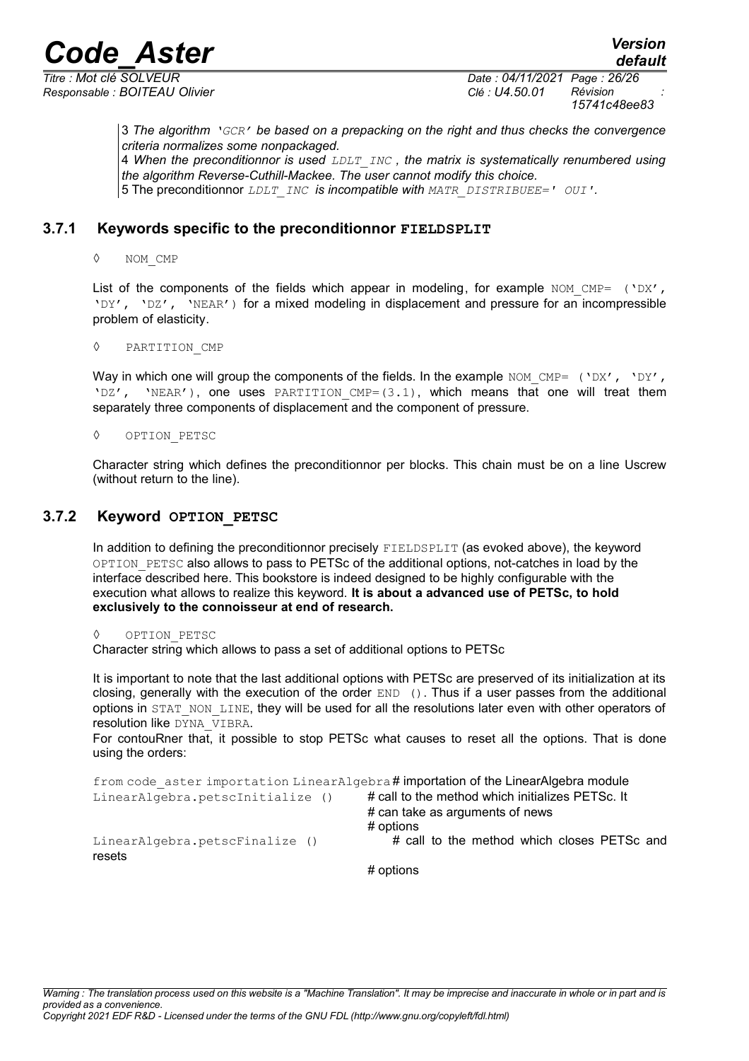3 *The algorithm* '*GCR*' *be based on a prepacking on the right and thus checks the convergence criteria normalizes some nonpackaged.*
4 *When the preconditionnor is used* `LDLT_INC` *, the matrix is systematically renumbered using the algorithm Reverse-Cuthill-Mackee. The user cannot modify this choice.*
5 The preconditionnor `LDLT_INC` *is incompatible with* `MATR_DISTRIBUEE=' OUI'`.

### 3.7.1 Keywords specific to the preconditionnor FIELDSPLIT

◊ NOM_CMP

List of the components of the fields which appear in modeling, for example `NOM_CMP= ('DX', 'DY', 'DZ', 'NEAR')` for a mixed modeling in displacement and pressure for an incompressible problem of elasticity.

◊ PARTITION_CMP

Way in which one will group the components of the fields. In the example `NOM_CMP= ('DX', 'DY', 'DZ', 'NEAR')`, one uses `PARTITION_CMP=(3.1)`, which means that one will treat them separately three components of displacement and the component of pressure.

◊ OPTION_PETSC

Character string which defines the preconditionnor per blocks. This chain must be on a line Uscrew (without return to the line).

### 3.7.2 Keyword OPTION_PETSC

In addition to defining the preconditionnor precisely `FIELDSPLIT` (as evoked above), the keyword `OPTION_PETSC` also allows to pass to PETSc of the additional options, not-catches in load by the interface described here. This bookstore is indeed designed to be highly configurable with the execution what allows to realize this keyword. **It is about a advanced use of PETSc, to hold exclusively to the connoisseur at end of research.**

◊ OPTION_PETSC
Character string which allows to pass a set of additional options to PETSc

It is important to note that the last additional options with PETSc are preserved of its initialization at its closing, generally with the execution of the order `END ()`. Thus if a user passes from the additional options in `STAT_NON_LINE`, they will be used for all the resolutions later even with other operators of resolution like `DYNA_VIBRA`.
For contouRner that, it possible to stop PETSc what causes to reset all the options. That is done using the orders:

```
from code_aster importation LinearAlgebra # importation of the LinearAlgebra module
LinearAlgebra.petscInitialize ()     # call to the method which initializes PETSc. It
                                     # can take as arguments of news
                                     # options
LinearAlgebra.petscFinalize ()       # call to the method which closes PETSc and
resets
                                     # options
```